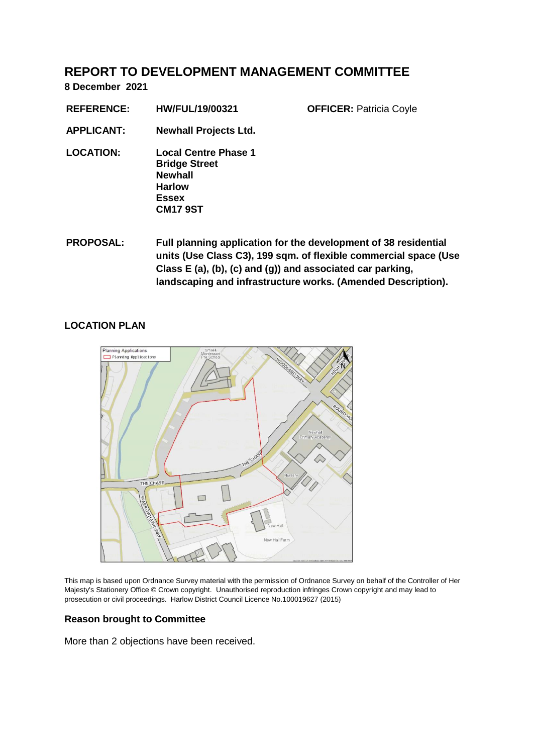# REPORT TO DEVELOPMENT MANAGEMENT COMMITTEE

**8 December 2021**

| | | |
|---|---|---|
| **REFERENCE:** | **HW/FUL/19/00321** | **OFFICER:** Patricia Coyle |
| **APPLICANT:** | **Newhall Projects Ltd.** | |
| **LOCATION:** | **Local Centre Phase 1**<br>**Bridge Street**<br>**Newhall**<br>**Harlow**<br>**Essex**<br>**CM17 9ST** | |
| **PROPOSAL:** | **Full planning application for the development of 38 residential units (Use Class C3), 199 sqm. of flexible commercial space (Use Class E (a), (b), (c) and (g)) and associated car parking, landscaping and infrastructure works. (Amended Description).** | |

## LOCATION PLAN

This map is based upon Ordnance Survey material with the permission of Ordnance Survey on behalf of the Controller of Her Majesty's Stationery Office © Crown copyright. Unauthorised reproduction infringes Crown copyright and may lead to prosecution or civil proceedings. Harlow District Council Licence No.100019627 (2015)

### Reason brought to Committee

More than 2 objections have been received.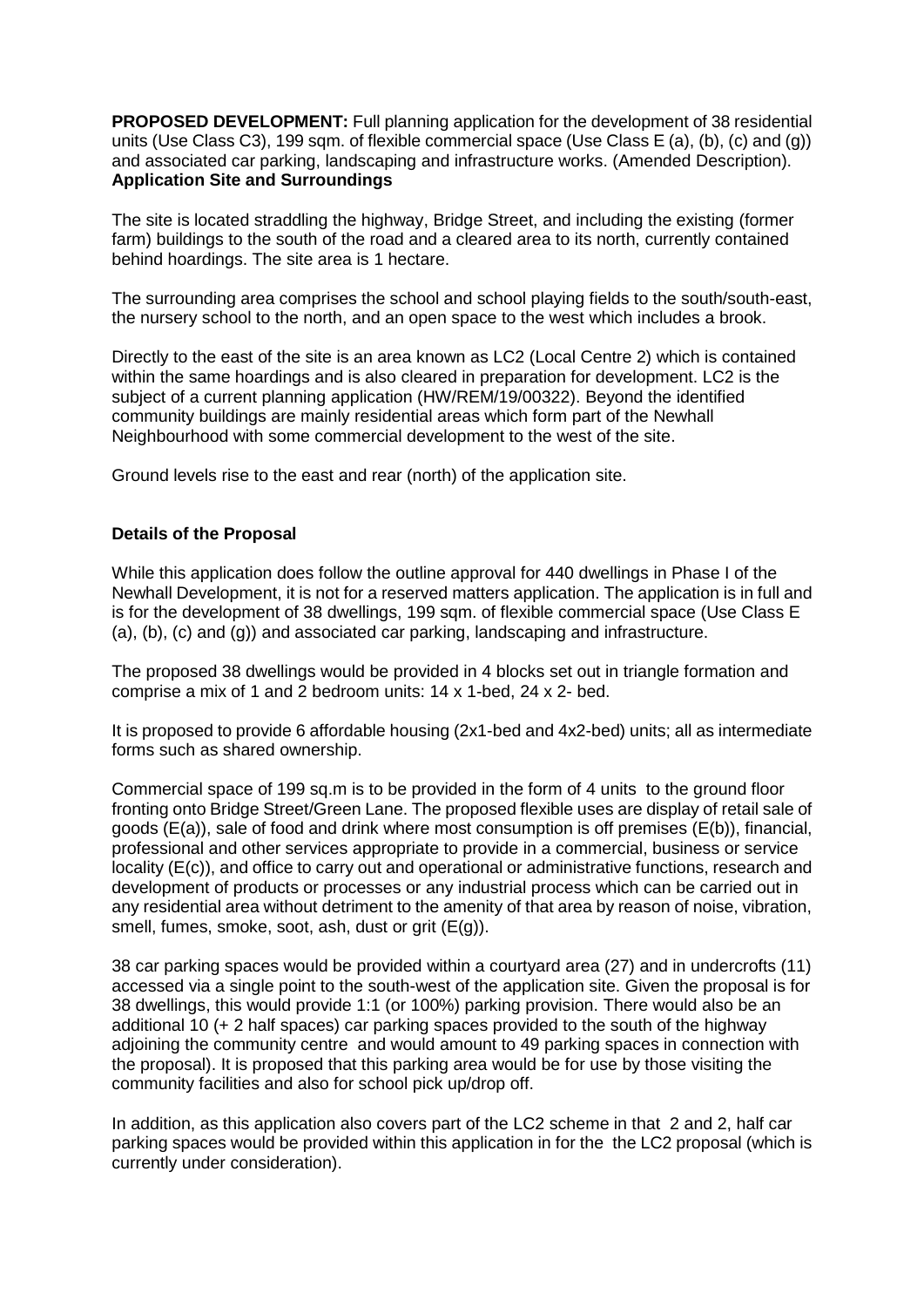**PROPOSED DEVELOPMENT:** Full planning application for the development of 38 residential units (Use Class C3), 199 sqm. of flexible commercial space (Use Class E (a), (b), (c) and (g)) and associated car parking, landscaping and infrastructure works. (Amended Description).

**Application Site and Surroundings**

The site is located straddling the highway, Bridge Street, and including the existing (former farm) buildings to the south of the road and a cleared area to its north, currently contained behind hoardings. The site area is 1 hectare.

The surrounding area comprises the school and school playing fields to the south/south-east, the nursery school to the north, and an open space to the west which includes a brook.

Directly to the east of the site is an area known as LC2 (Local Centre 2) which is contained within the same hoardings and is also cleared in preparation for development. LC2 is the subject of a current planning application (HW/REM/19/00322). Beyond the identified community buildings are mainly residential areas which form part of the Newhall Neighbourhood with some commercial development to the west of the site.

Ground levels rise to the east and rear (north) of the application site.

**Details of the Proposal**

While this application does follow the outline approval for 440 dwellings in Phase I of the Newhall Development, it is not for a reserved matters application. The application is in full and is for the development of 38 dwellings, 199 sqm. of flexible commercial space (Use Class E (a), (b), (c) and (g)) and associated car parking, landscaping and infrastructure.

The proposed 38 dwellings would be provided in 4 blocks set out in triangle formation and comprise a mix of 1 and 2 bedroom units: 14 x 1-bed, 24 x 2- bed.

It is proposed to provide 6 affordable housing (2x1-bed and 4x2-bed) units; all as intermediate forms such as shared ownership.

Commercial space of 199 sq.m is to be provided in the form of 4 units to the ground floor fronting onto Bridge Street/Green Lane. The proposed flexible uses are display of retail sale of goods (E(a)), sale of food and drink where most consumption is off premises (E(b)), financial, professional and other services appropriate to provide in a commercial, business or service locality (E(c)), and office to carry out and operational or administrative functions, research and development of products or processes or any industrial process which can be carried out in any residential area without detriment to the amenity of that area by reason of noise, vibration, smell, fumes, smoke, soot, ash, dust or grit (E(g)).

38 car parking spaces would be provided within a courtyard area (27) and in undercrofts (11) accessed via a single point to the south-west of the application site. Given the proposal is for 38 dwellings, this would provide 1:1 (or 100%) parking provision. There would also be an additional 10 (+ 2 half spaces) car parking spaces provided to the south of the highway adjoining the community centre and would amount to 49 parking spaces in connection with the proposal). It is proposed that this parking area would be for use by those visiting the community facilities and also for school pick up/drop off.

In addition, as this application also covers part of the LC2 scheme in that 2 and 2, half car parking spaces would be provided within this application in for the the LC2 proposal (which is currently under consideration).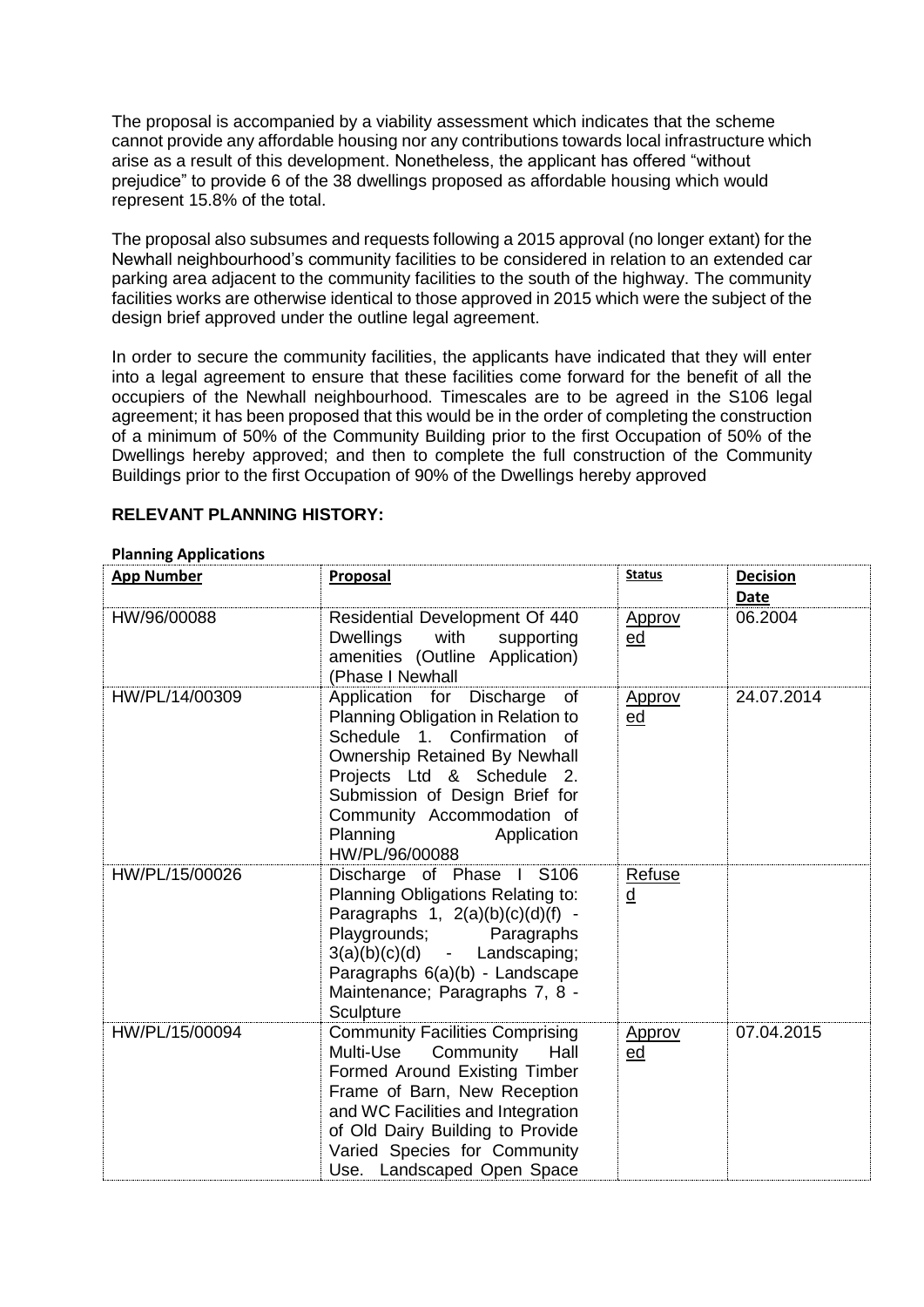The proposal is accompanied by a viability assessment which indicates that the scheme cannot provide any affordable housing nor any contributions towards local infrastructure which arise as a result of this development. Nonetheless, the applicant has offered "without prejudice" to provide 6 of the 38 dwellings proposed as affordable housing which would represent 15.8% of the total.

The proposal also subsumes and requests following a 2015 approval (no longer extant) for the Newhall neighbourhood's community facilities to be considered in relation to an extended car parking area adjacent to the community facilities to the south of the highway. The community facilities works are otherwise identical to those approved in 2015 which were the subject of the design brief approved under the outline legal agreement.

In order to secure the community facilities, the applicants have indicated that they will enter into a legal agreement to ensure that these facilities come forward for the benefit of all the occupiers of the Newhall neighbourhood. Timescales are to be agreed in the S106 legal agreement; it has been proposed that this would be in the order of completing the construction of a minimum of 50% of the Community Building prior to the first Occupation of 50% of the Dwellings hereby approved; and then to complete the full construction of the Community Buildings prior to the first Occupation of 90% of the Dwellings hereby approved

## RELEVANT PLANNING HISTORY:

**Planning Applications**

| App Number | Proposal | Status | Decision Date |
|---|---|---|---|
| HW/96/00088 | Residential Development Of 440 Dwellings with supporting amenities (Outline Application) (Phase I Newhall | Approved | 06.2004 |
| HW/PL/14/00309 | Application for Discharge of Planning Obligation in Relation to Schedule 1. Confirmation of Ownership Retained By Newhall Projects Ltd & Schedule 2. Submission of Design Brief for Community Accommodation of Planning Application HW/PL/96/00088 | Approved | 24.07.2014 |
| HW/PL/15/00026 | Discharge of Phase I S106 Planning Obligations Relating to: Paragraphs 1, 2(a)(b)(c)(d)(f) - Playgrounds; Paragraphs 3(a)(b)(c)(d) - Landscaping; Paragraphs 6(a)(b) - Landscape Maintenance; Paragraphs 7, 8 - Sculpture | Refused | |
| HW/PL/15/00094 | Community Facilities Comprising Multi-Use Community Hall Formed Around Existing Timber Frame of Barn, New Reception and WC Facilities and Integration of Old Dairy Building to Provide Varied Species for Community Use. Landscaped Open Space | Approved | 07.04.2015 |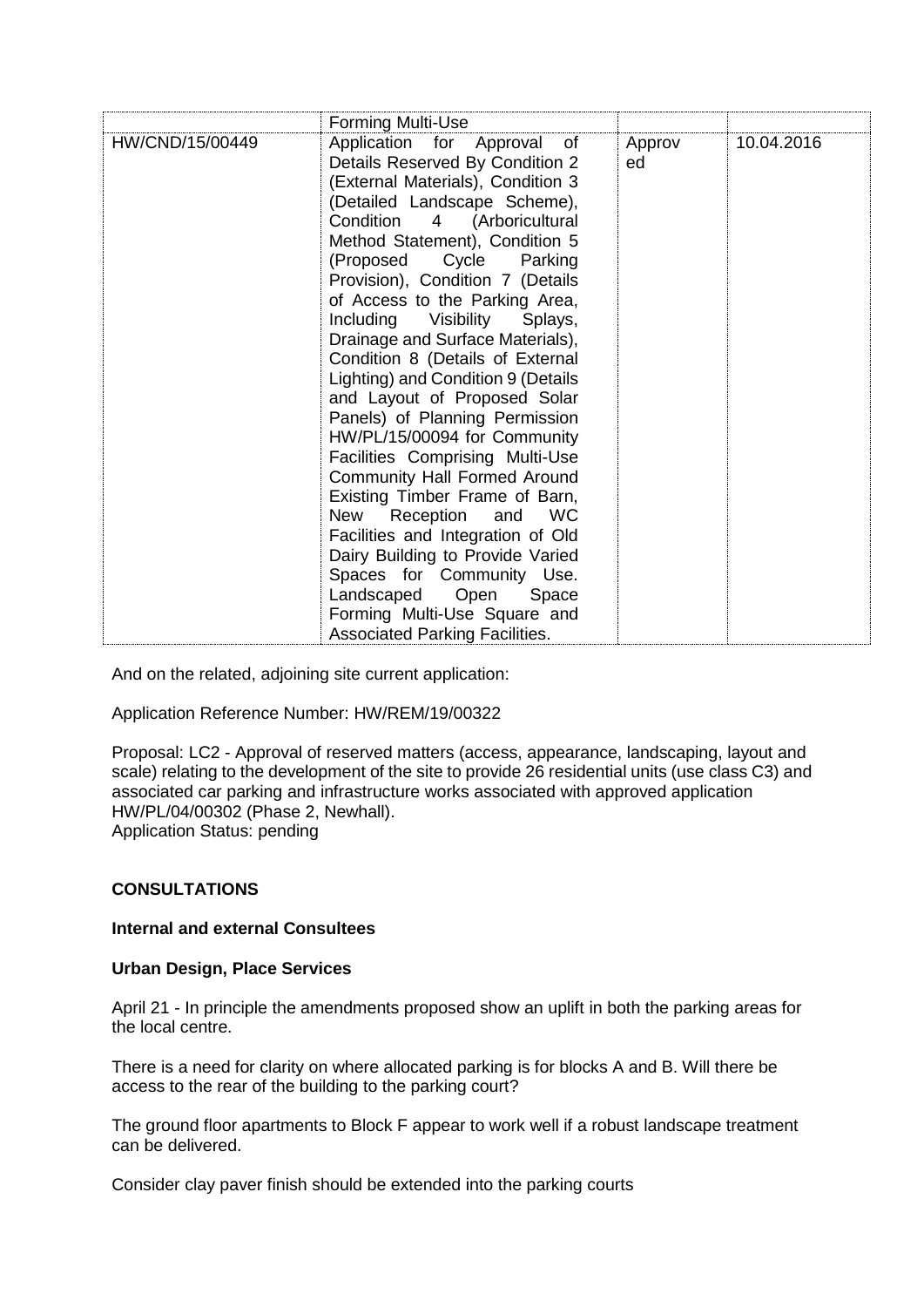|  | Forming Multi-Use |  |  |
| --- | --- | --- | --- |
| HW/CND/15/00449 | Application for Approval of Details Reserved By Condition 2 (External Materials), Condition 3 (Detailed Landscape Scheme), Condition 4 (Arboricultural Method Statement), Condition 5 (Proposed Cycle Parking Provision), Condition 7 (Details of Access to the Parking Area, Including Visibility Splays, Drainage and Surface Materials), Condition 8 (Details of External Lighting) and Condition 9 (Details and Layout of Proposed Solar Panels) of Planning Permission HW/PL/15/00094 for Community Facilities Comprising Multi-Use Community Hall Formed Around Existing Timber Frame of Barn, New Reception and WC Facilities and Integration of Old Dairy Building to Provide Varied Spaces for Community Use. Landscaped Open Space Forming Multi-Use Square and Associated Parking Facilities. | Approved | 10.04.2016 |

And on the related, adjoining site current application:

Application Reference Number: HW/REM/19/00322

Proposal: LC2 - Approval of reserved matters (access, appearance, landscaping, layout and scale) relating to the development of the site to provide 26 residential units (use class C3) and associated car parking and infrastructure works associated with approved application HW/PL/04/00302 (Phase 2, Newhall).
Application Status: pending

## CONSULTATIONS

### Internal and external Consultees

### Urban Design, Place Services

April 21 - In principle the amendments proposed show an uplift in both the parking areas for the local centre.

There is a need for clarity on where allocated parking is for blocks A and B. Will there be access to the rear of the building to the parking court?

The ground floor apartments to Block F appear to work well if a robust landscape treatment can be delivered.

Consider clay paver finish should be extended into the parking courts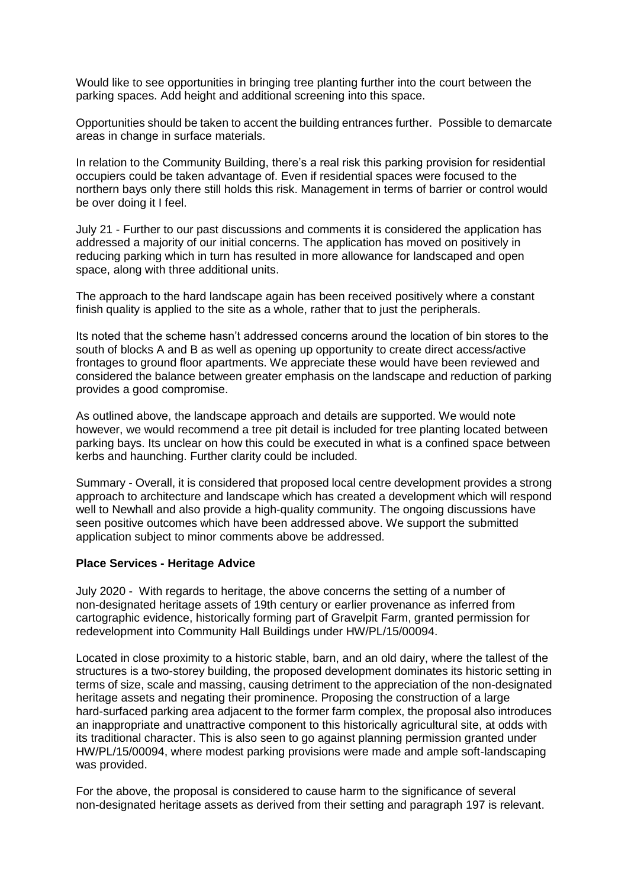Would like to see opportunities in bringing tree planting further into the court between the parking spaces. Add height and additional screening into this space.

Opportunities should be taken to accent the building entrances further. Possible to demarcate areas in change in surface materials.

In relation to the Community Building, there's a real risk this parking provision for residential occupiers could be taken advantage of. Even if residential spaces were focused to the northern bays only there still holds this risk. Management in terms of barrier or control would be over doing it I feel.

July 21 - Further to our past discussions and comments it is considered the application has addressed a majority of our initial concerns. The application has moved on positively in reducing parking which in turn has resulted in more allowance for landscaped and open space, along with three additional units.

The approach to the hard landscape again has been received positively where a constant finish quality is applied to the site as a whole, rather that to just the peripherals.

Its noted that the scheme hasn't addressed concerns around the location of bin stores to the south of blocks A and B as well as opening up opportunity to create direct access/active frontages to ground floor apartments. We appreciate these would have been reviewed and considered the balance between greater emphasis on the landscape and reduction of parking provides a good compromise.

As outlined above, the landscape approach and details are supported. We would note however, we would recommend a tree pit detail is included for tree planting located between parking bays. Its unclear on how this could be executed in what is a confined space between kerbs and haunching. Further clarity could be included.

Summary - Overall, it is considered that proposed local centre development provides a strong approach to architecture and landscape which has created a development which will respond well to Newhall and also provide a high-quality community. The ongoing discussions have seen positive outcomes which have been addressed above. We support the submitted application subject to minor comments above be addressed.

**Place Services - Heritage Advice**

July 2020 - With regards to heritage, the above concerns the setting of a number of non-designated heritage assets of 19th century or earlier provenance as inferred from cartographic evidence, historically forming part of Gravelpit Farm, granted permission for redevelopment into Community Hall Buildings under HW/PL/15/00094.

Located in close proximity to a historic stable, barn, and an old dairy, where the tallest of the structures is a two-storey building, the proposed development dominates its historic setting in terms of size, scale and massing, causing detriment to the appreciation of the non-designated heritage assets and negating their prominence. Proposing the construction of a large hard-surfaced parking area adjacent to the former farm complex, the proposal also introduces an inappropriate and unattractive component to this historically agricultural site, at odds with its traditional character. This is also seen to go against planning permission granted under HW/PL/15/00094, where modest parking provisions were made and ample soft-landscaping was provided.

For the above, the proposal is considered to cause harm to the significance of several non-designated heritage assets as derived from their setting and paragraph 197 is relevant.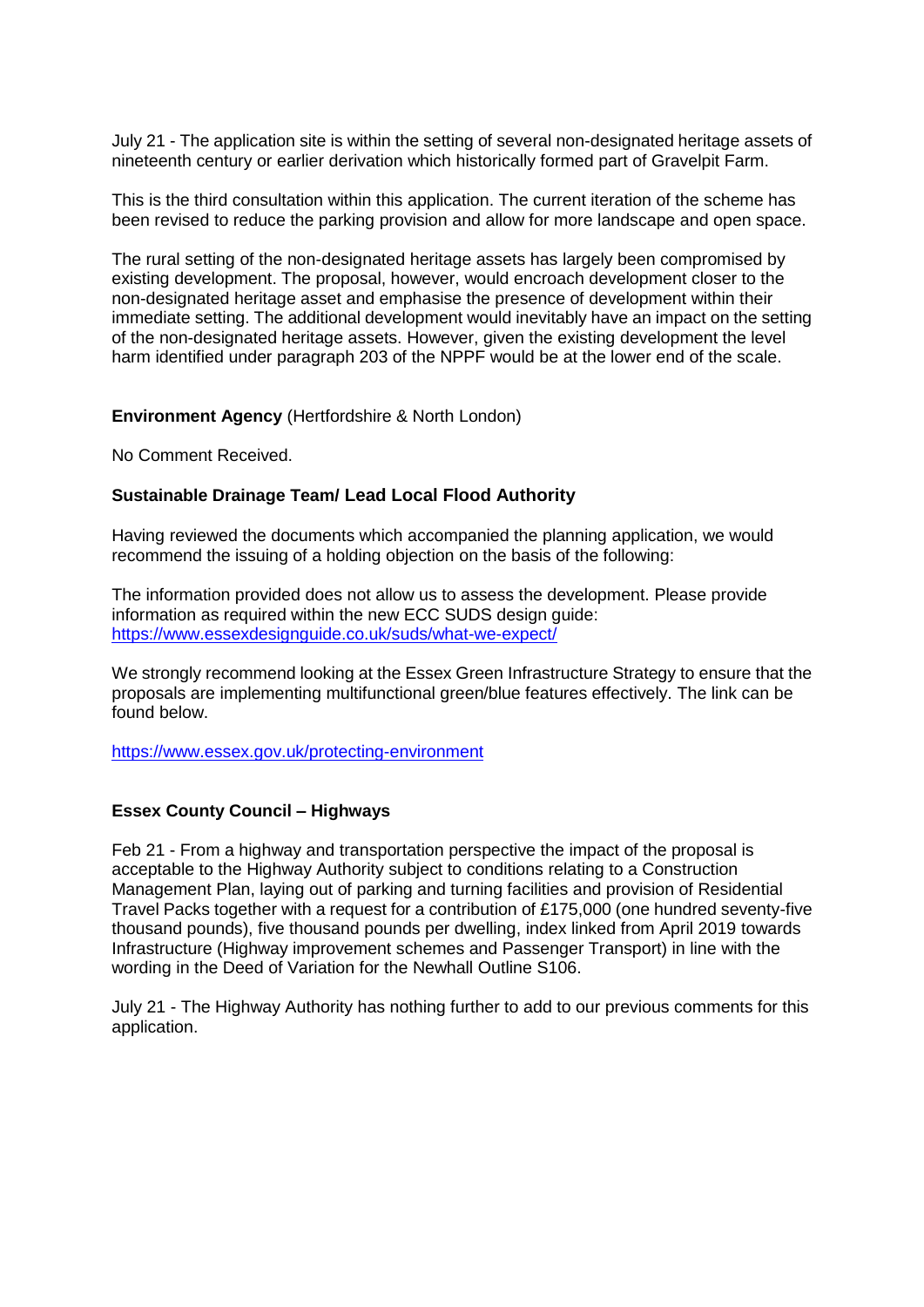July 21 - The application site is within the setting of several non-designated heritage assets of nineteenth century or earlier derivation which historically formed part of Gravelpit Farm.

This is the third consultation within this application. The current iteration of the scheme has been revised to reduce the parking provision and allow for more landscape and open space.

The rural setting of the non-designated heritage assets has largely been compromised by existing development. The proposal, however, would encroach development closer to the non-designated heritage asset and emphasise the presence of development within their immediate setting. The additional development would inevitably have an impact on the setting of the non-designated heritage assets. However, given the existing development the level harm identified under paragraph 203 of the NPPF would be at the lower end of the scale.

**Environment Agency** (Hertfordshire & North London)

No Comment Received.

**Sustainable Drainage Team/ Lead Local Flood Authority**

Having reviewed the documents which accompanied the planning application, we would recommend the issuing of a holding objection on the basis of the following:

The information provided does not allow us to assess the development. Please provide information as required within the new ECC SUDS design guide: https://www.essexdesignguide.co.uk/suds/what-we-expect/

We strongly recommend looking at the Essex Green Infrastructure Strategy to ensure that the proposals are implementing multifunctional green/blue features effectively. The link can be found below.

https://www.essex.gov.uk/protecting-environment

**Essex County Council – Highways**

Feb 21 - From a highway and transportation perspective the impact of the proposal is acceptable to the Highway Authority subject to conditions relating to a Construction Management Plan, laying out of parking and turning facilities and provision of Residential Travel Packs together with a request for a contribution of £175,000 (one hundred seventy-five thousand pounds), five thousand pounds per dwelling, index linked from April 2019 towards Infrastructure (Highway improvement schemes and Passenger Transport) in line with the wording in the Deed of Variation for the Newhall Outline S106.

July 21 - The Highway Authority has nothing further to add to our previous comments for this application.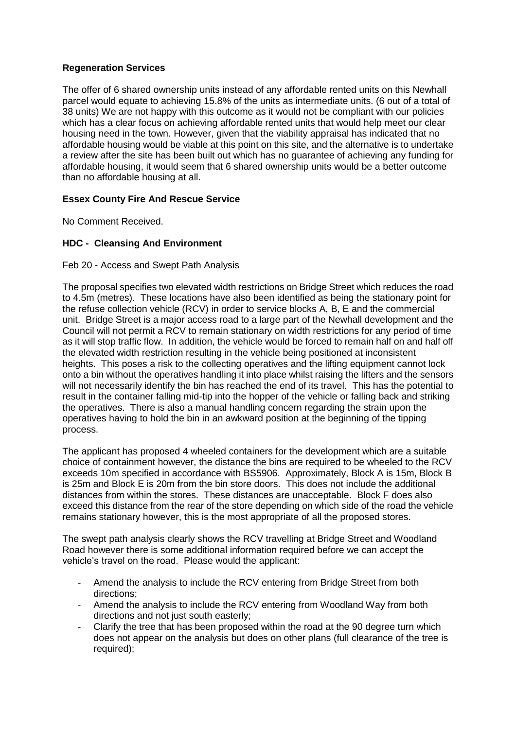**Regeneration Services**

The offer of 6 shared ownership units instead of any affordable rented units on this Newhall parcel would equate to achieving 15.8% of the units as intermediate units. (6 out of a total of 38 units) We are not happy with this outcome as it would not be compliant with our policies which has a clear focus on achieving affordable rented units that would help meet our clear housing need in the town. However, given that the viability appraisal has indicated that no affordable housing would be viable at this point on this site, and the alternative is to undertake a review after the site has been built out which has no guarantee of achieving any funding for affordable housing, it would seem that 6 shared ownership units would be a better outcome than no affordable housing at all.

**Essex County Fire And Rescue Service**

No Comment Received.

**HDC - Cleansing And Environment**

Feb 20 - Access and Swept Path Analysis

The proposal specifies two elevated width restrictions on Bridge Street which reduces the road to 4.5m (metres). These locations have also been identified as being the stationary point for the refuse collection vehicle (RCV) in order to service blocks A, B, E and the commercial unit. Bridge Street is a major access road to a large part of the Newhall development and the Council will not permit a RCV to remain stationary on width restrictions for any period of time as it will stop traffic flow. In addition, the vehicle would be forced to remain half on and half off the elevated width restriction resulting in the vehicle being positioned at inconsistent heights. This poses a risk to the collecting operatives and the lifting equipment cannot lock onto a bin without the operatives handling it into place whilst raising the lifters and the sensors will not necessarily identify the bin has reached the end of its travel. This has the potential to result in the container falling mid-tip into the hopper of the vehicle or falling back and striking the operatives. There is also a manual handling concern regarding the strain upon the operatives having to hold the bin in an awkward position at the beginning of the tipping process.

The applicant has proposed 4 wheeled containers for the development which are a suitable choice of containment however, the distance the bins are required to be wheeled to the RCV exceeds 10m specified in accordance with BS5906. Approximately, Block A is 15m, Block B is 25m and Block E is 20m from the bin store doors. This does not include the additional distances from within the stores. These distances are unacceptable. Block F does also exceed this distance from the rear of the store depending on which side of the road the vehicle remains stationary however, this is the most appropriate of all the proposed stores.

The swept path analysis clearly shows the RCV travelling at Bridge Street and Woodland Road however there is some additional information required before we can accept the vehicle's travel on the road. Please would the applicant:

- Amend the analysis to include the RCV entering from Bridge Street from both directions;
- Amend the analysis to include the RCV entering from Woodland Way from both directions and not just south easterly;
- Clarify the tree that has been proposed within the road at the 90 degree turn which does not appear on the analysis but does on other plans (full clearance of the tree is required);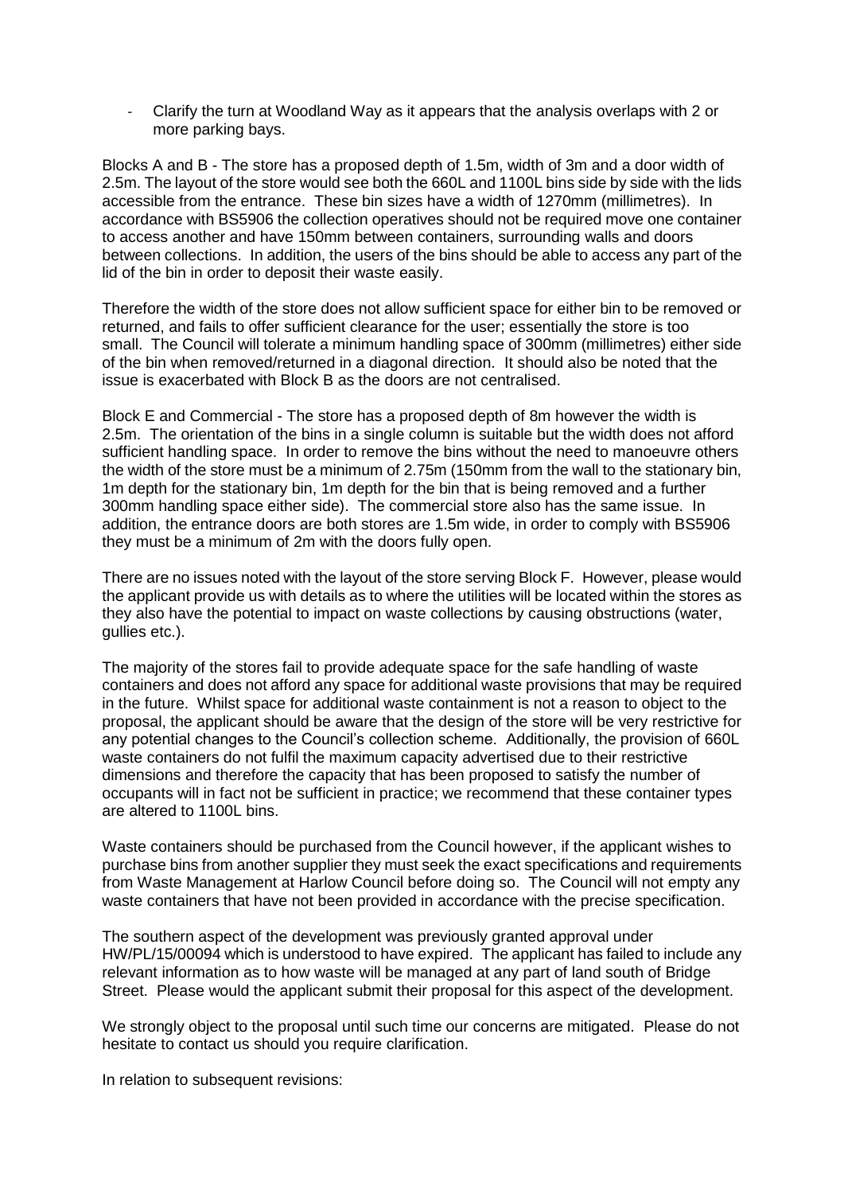- Clarify the turn at Woodland Way as it appears that the analysis overlaps with 2 or more parking bays.

Blocks A and B - The store has a proposed depth of 1.5m, width of 3m and a door width of 2.5m. The layout of the store would see both the 660L and 1100L bins side by side with the lids accessible from the entrance. These bin sizes have a width of 1270mm (millimetres). In accordance with BS5906 the collection operatives should not be required move one container to access another and have 150mm between containers, surrounding walls and doors between collections. In addition, the users of the bins should be able to access any part of the lid of the bin in order to deposit their waste easily.

Therefore the width of the store does not allow sufficient space for either bin to be removed or returned, and fails to offer sufficient clearance for the user; essentially the store is too small. The Council will tolerate a minimum handling space of 300mm (millimetres) either side of the bin when removed/returned in a diagonal direction. It should also be noted that the issue is exacerbated with Block B as the doors are not centralised.

Block E and Commercial - The store has a proposed depth of 8m however the width is 2.5m. The orientation of the bins in a single column is suitable but the width does not afford sufficient handling space. In order to remove the bins without the need to manoeuvre others the width of the store must be a minimum of 2.75m (150mm from the wall to the stationary bin, 1m depth for the stationary bin, 1m depth for the bin that is being removed and a further 300mm handling space either side). The commercial store also has the same issue. In addition, the entrance doors are both stores are 1.5m wide, in order to comply with BS5906 they must be a minimum of 2m with the doors fully open.

There are no issues noted with the layout of the store serving Block F. However, please would the applicant provide us with details as to where the utilities will be located within the stores as they also have the potential to impact on waste collections by causing obstructions (water, gullies etc.).

The majority of the stores fail to provide adequate space for the safe handling of waste containers and does not afford any space for additional waste provisions that may be required in the future. Whilst space for additional waste containment is not a reason to object to the proposal, the applicant should be aware that the design of the store will be very restrictive for any potential changes to the Council's collection scheme. Additionally, the provision of 660L waste containers do not fulfil the maximum capacity advertised due to their restrictive dimensions and therefore the capacity that has been proposed to satisfy the number of occupants will in fact not be sufficient in practice; we recommend that these container types are altered to 1100L bins.

Waste containers should be purchased from the Council however, if the applicant wishes to purchase bins from another supplier they must seek the exact specifications and requirements from Waste Management at Harlow Council before doing so. The Council will not empty any waste containers that have not been provided in accordance with the precise specification.

The southern aspect of the development was previously granted approval under HW/PL/15/00094 which is understood to have expired. The applicant has failed to include any relevant information as to how waste will be managed at any part of land south of Bridge Street. Please would the applicant submit their proposal for this aspect of the development.

We strongly object to the proposal until such time our concerns are mitigated. Please do not hesitate to contact us should you require clarification.

In relation to subsequent revisions: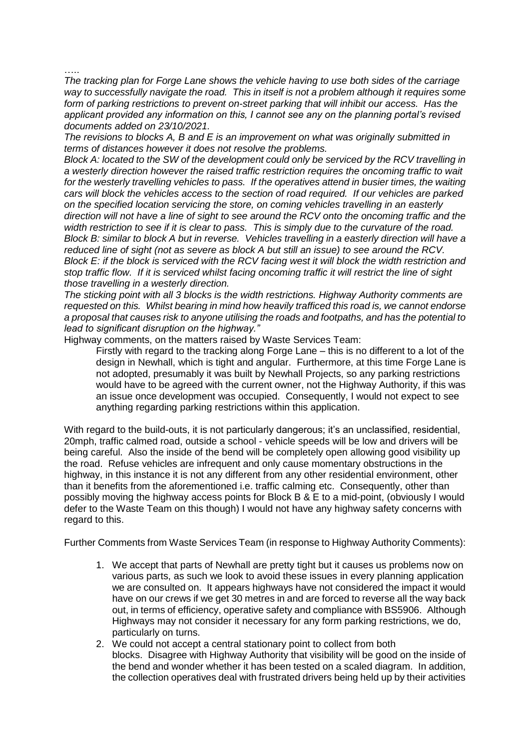…..

*The tracking plan for Forge Lane shows the vehicle having to use both sides of the carriage way to successfully navigate the road. This in itself is not a problem although it requires some form of parking restrictions to prevent on-street parking that will inhibit our access. Has the applicant provided any information on this, I cannot see any on the planning portal's revised documents added on 23/10/2021.*

*The revisions to blocks A, B and E is an improvement on what was originally submitted in terms of distances however it does not resolve the problems.*

*Block A: located to the SW of the development could only be serviced by the RCV travelling in a westerly direction however the raised traffic restriction requires the oncoming traffic to wait for the westerly travelling vehicles to pass. If the operatives attend in busier times, the waiting cars will block the vehicles access to the section of road required. If our vehicles are parked on the specified location servicing the store, on coming vehicles travelling in an easterly direction will not have a line of sight to see around the RCV onto the oncoming traffic and the width restriction to see if it is clear to pass. This is simply due to the curvature of the road.*

*Block B: similar to block A but in reverse. Vehicles travelling in a easterly direction will have a reduced line of sight (not as severe as block A but still an issue) to see around the RCV.*

*Block E: if the block is serviced with the RCV facing west it will block the width restriction and stop traffic flow. If it is serviced whilst facing oncoming traffic it will restrict the line of sight those travelling in a westerly direction.*

*The sticking point with all 3 blocks is the width restrictions. Highway Authority comments are requested on this. Whilst bearing in mind how heavily trafficed this road is, we cannot endorse a proposal that causes risk to anyone utilising the roads and footpaths, and has the potential to lead to significant disruption on the highway."*

Highway comments, on the matters raised by Waste Services Team:

> Firstly with regard to the tracking along Forge Lane – this is no different to a lot of the design in Newhall, which is tight and angular. Furthermore, at this time Forge Lane is not adopted, presumably it was built by Newhall Projects, so any parking restrictions would have to be agreed with the current owner, not the Highway Authority, if this was an issue once development was occupied. Consequently, I would not expect to see anything regarding parking restrictions within this application.

With regard to the build-outs, it is not particularly dangerous; it's an unclassified, residential, 20mph, traffic calmed road, outside a school - vehicle speeds will be low and drivers will be being careful. Also the inside of the bend will be completely open allowing good visibility up the road. Refuse vehicles are infrequent and only cause momentary obstructions in the highway, in this instance it is not any different from any other residential environment, other than it benefits from the aforementioned i.e. traffic calming etc. Consequently, other than possibly moving the highway access points for Block B & E to a mid-point, (obviously I would defer to the Waste Team on this though) I would not have any highway safety concerns with regard to this.

Further Comments from Waste Services Team (in response to Highway Authority Comments):

1. We accept that parts of Newhall are pretty tight but it causes us problems now on various parts, as such we look to avoid these issues in every planning application we are consulted on. It appears highways have not considered the impact it would have on our crews if we get 30 metres in and are forced to reverse all the way back out, in terms of efficiency, operative safety and compliance with BS5906. Although Highways may not consider it necessary for any form parking restrictions, we do, particularly on turns.
2. We could not accept a central stationary point to collect from both blocks. Disagree with Highway Authority that visibility will be good on the inside of the bend and wonder whether it has been tested on a scaled diagram. In addition, the collection operatives deal with frustrated drivers being held up by their activities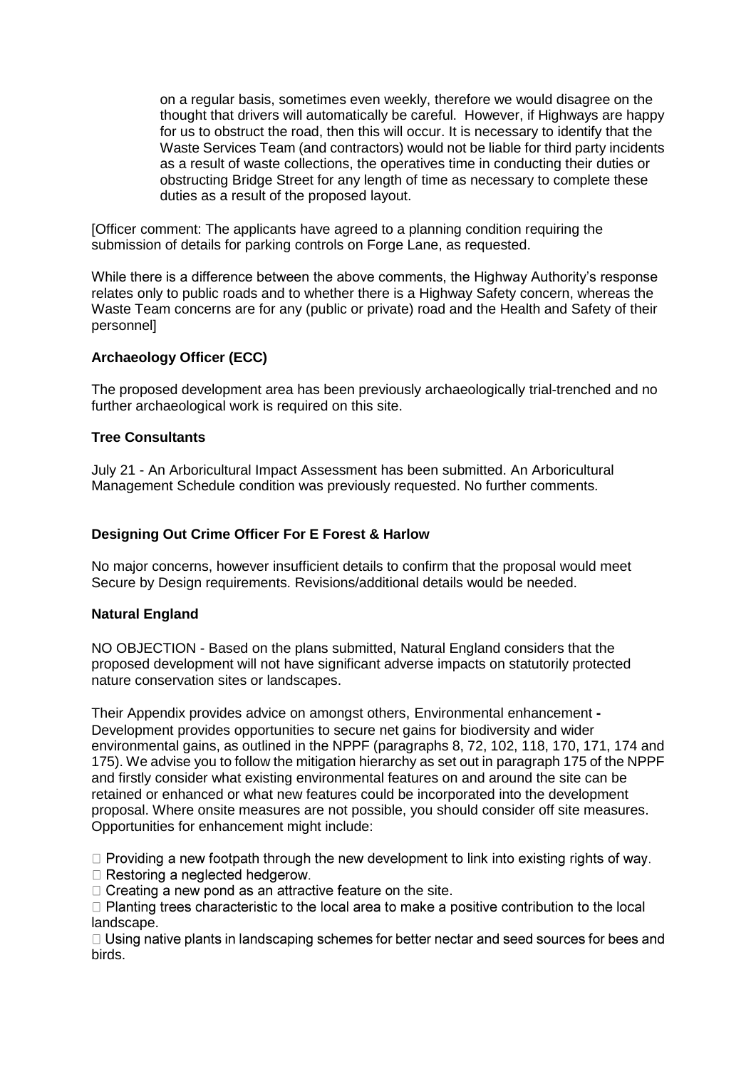on a regular basis, sometimes even weekly, therefore we would disagree on the thought that drivers will automatically be careful. However, if Highways are happy for us to obstruct the road, then this will occur. It is necessary to identify that the Waste Services Team (and contractors) would not be liable for third party incidents as a result of waste collections, the operatives time in conducting their duties or obstructing Bridge Street for any length of time as necessary to complete these duties as a result of the proposed layout.

[Officer comment: The applicants have agreed to a planning condition requiring the submission of details for parking controls on Forge Lane, as requested.

While there is a difference between the above comments, the Highway Authority's response relates only to public roads and to whether there is a Highway Safety concern, whereas the Waste Team concerns are for any (public or private) road and the Health and Safety of their personnel]

**Archaeology Officer (ECC)**

The proposed development area has been previously archaeologically trial-trenched and no further archaeological work is required on this site.

**Tree Consultants**

July 21 - An Arboricultural Impact Assessment has been submitted. An Arboricultural Management Schedule condition was previously requested. No further comments.

**Designing Out Crime Officer For E Forest & Harlow**

No major concerns, however insufficient details to confirm that the proposal would meet Secure by Design requirements. Revisions/additional details would be needed.

**Natural England**

NO OBJECTION - Based on the plans submitted, Natural England considers that the proposed development will not have significant adverse impacts on statutorily protected nature conservation sites or landscapes.

Their Appendix provides advice on amongst others, Environmental enhancement **-** Development provides opportunities to secure net gains for biodiversity and wider environmental gains, as outlined in the NPPF (paragraphs 8, 72, 102, 118, 170, 171, 174 and 175). We advise you to follow the mitigation hierarchy as set out in paragraph 175 of the NPPF and firstly consider what existing environmental features on and around the site can be retained or enhanced or what new features could be incorporated into the development proposal. Where onsite measures are not possible, you should consider off site measures. Opportunities for enhancement might include:

- Providing a new footpath through the new development to link into existing rights of way.
- Restoring a neglected hedgerow.
- Creating a new pond as an attractive feature on the site.
- Planting trees characteristic to the local area to make a positive contribution to the local landscape.
- Using native plants in landscaping schemes for better nectar and seed sources for bees and birds.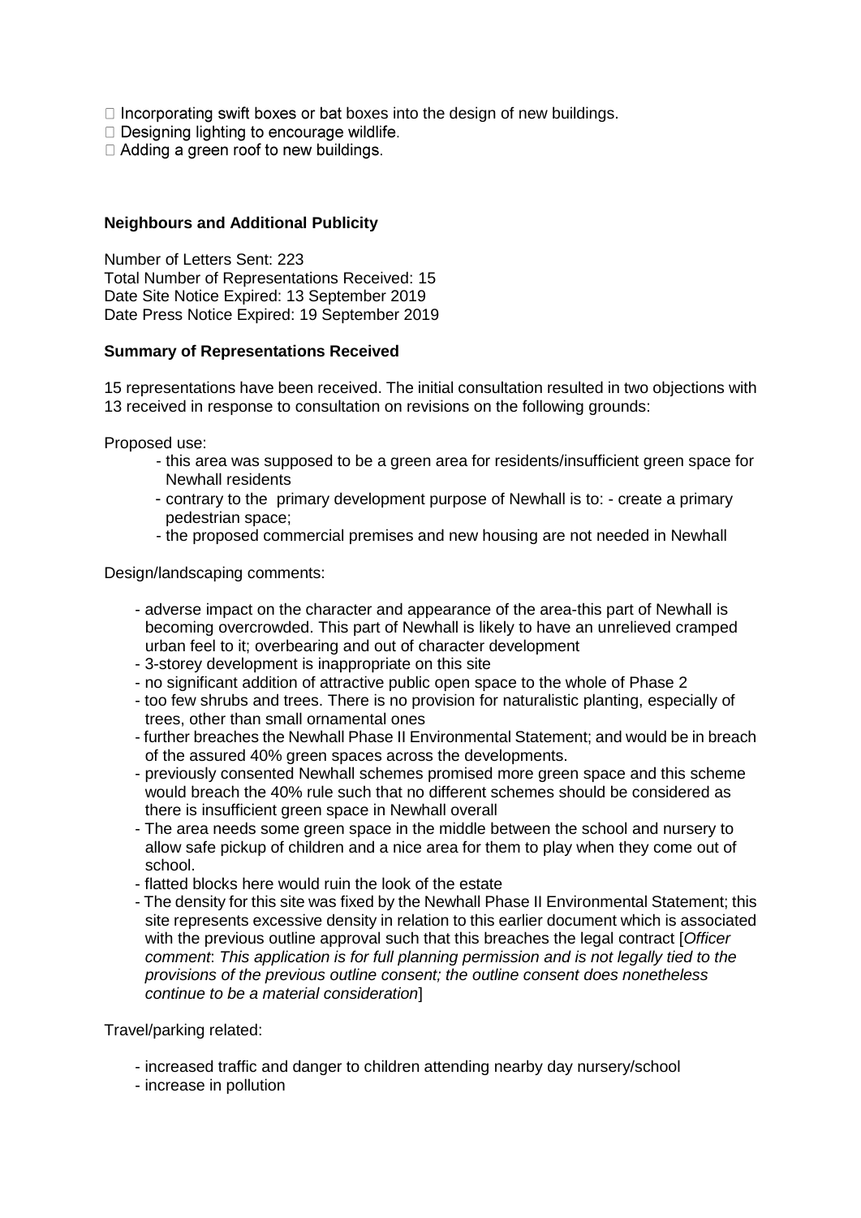- Incorporating swift boxes or bat boxes into the design of new buildings.
- Designing lighting to encourage wildlife.
- Adding a green roof to new buildings.

**Neighbours and Additional Publicity**

Number of Letters Sent: 223
Total Number of Representations Received: 15
Date Site Notice Expired: 13 September 2019
Date Press Notice Expired: 19 September 2019

**Summary of Representations Received**

15 representations have been received. The initial consultation resulted in two objections with 13 received in response to consultation on revisions on the following grounds:

Proposed use:

- this area was supposed to be a green area for residents/insufficient green space for Newhall residents
- contrary to the primary development purpose of Newhall is to: - create a primary pedestrian space;
- the proposed commercial premises and new housing are not needed in Newhall

Design/landscaping comments:

- adverse impact on the character and appearance of the area-this part of Newhall is becoming overcrowded. This part of Newhall is likely to have an unrelieved cramped urban feel to it; overbearing and out of character development
- 3-storey development is inappropriate on this site
- no significant addition of attractive public open space to the whole of Phase 2
- too few shrubs and trees. There is no provision for naturalistic planting, especially of trees, other than small ornamental ones
- further breaches the Newhall Phase II Environmental Statement; and would be in breach of the assured 40% green spaces across the developments.
- previously consented Newhall schemes promised more green space and this scheme would breach the 40% rule such that no different schemes should be considered as there is insufficient green space in Newhall overall
- The area needs some green space in the middle between the school and nursery to allow safe pickup of children and a nice area for them to play when they come out of school.
- flatted blocks here would ruin the look of the estate
- The density for this site was fixed by the Newhall Phase II Environmental Statement; this site represents excessive density in relation to this earlier document which is associated with the previous outline approval such that this breaches the legal contract [*Officer comment*: *This application is for full planning permission and is not legally tied to the provisions of the previous outline consent; the outline consent does nonetheless continue to be a material consideration*]

Travel/parking related:

- increased traffic and danger to children attending nearby day nursery/school
- increase in pollution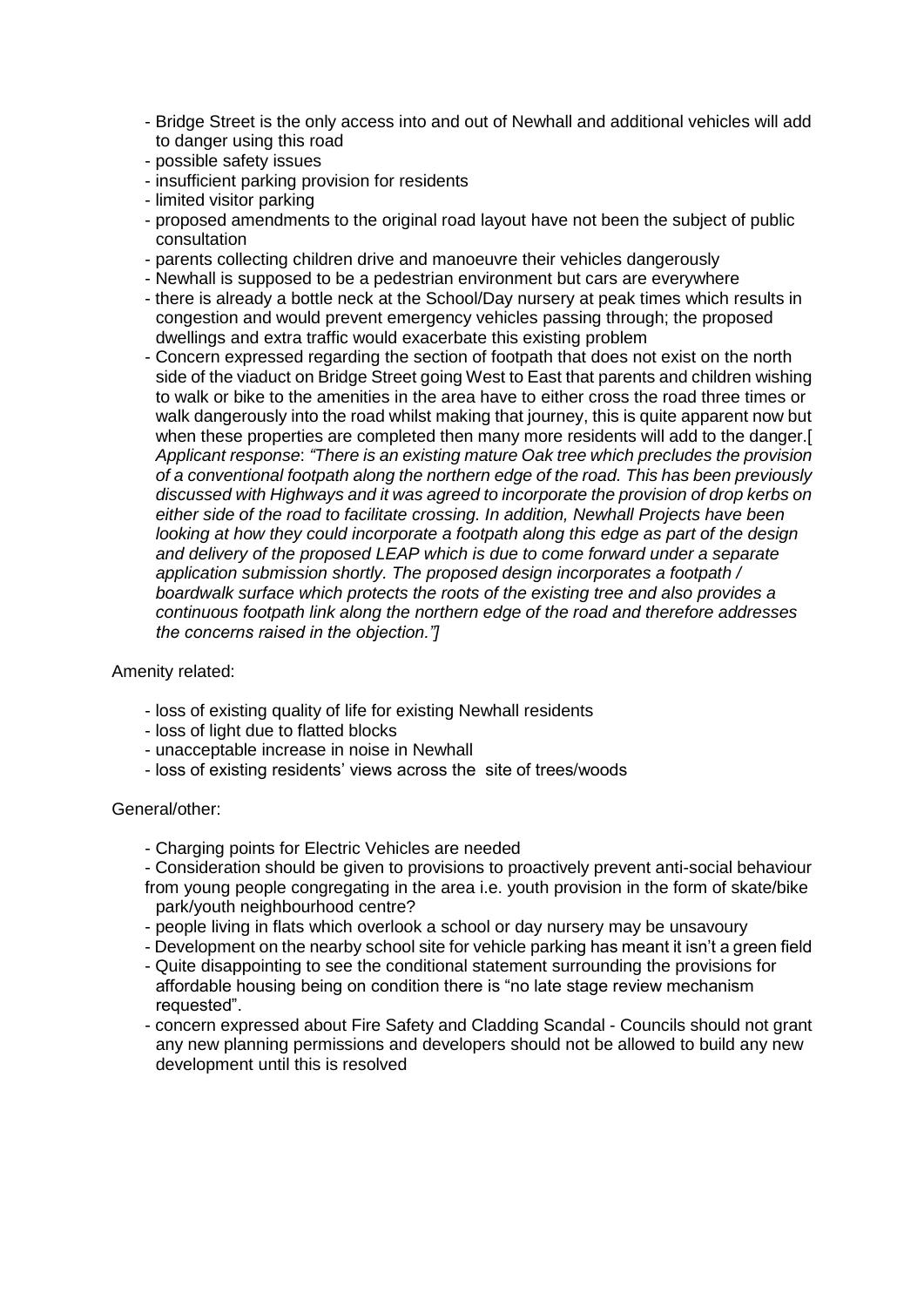- Bridge Street is the only access into and out of Newhall and additional vehicles will add to danger using this road
- possible safety issues
- insufficient parking provision for residents
- limited visitor parking
- proposed amendments to the original road layout have not been the subject of public consultation
- parents collecting children drive and manoeuvre their vehicles dangerously
- Newhall is supposed to be a pedestrian environment but cars are everywhere
- there is already a bottle neck at the School/Day nursery at peak times which results in congestion and would prevent emergency vehicles passing through; the proposed dwellings and extra traffic would exacerbate this existing problem
- Concern expressed regarding the section of footpath that does not exist on the north side of the viaduct on Bridge Street going West to East that parents and children wishing to walk or bike to the amenities in the area have to either cross the road three times or walk dangerously into the road whilst making that journey, this is quite apparent now but when these properties are completed then many more residents will add to the danger.[ *Applicant response*: *"There is an existing mature Oak tree which precludes the provision of a conventional footpath along the northern edge of the road. This has been previously discussed with Highways and it was agreed to incorporate the provision of drop kerbs on either side of the road to facilitate crossing. In addition, Newhall Projects have been looking at how they could incorporate a footpath along this edge as part of the design and delivery of the proposed LEAP which is due to come forward under a separate application submission shortly. The proposed design incorporates a footpath / boardwalk surface which protects the roots of the existing tree and also provides a continuous footpath link along the northern edge of the road and therefore addresses the concerns raised in the objection."]*

Amenity related:

- loss of existing quality of life for existing Newhall residents
- loss of light due to flatted blocks
- unacceptable increase in noise in Newhall
- loss of existing residents' views across the site of trees/woods

General/other:

- Charging points for Electric Vehicles are needed
- Consideration should be given to provisions to proactively prevent anti-social behaviour from young people congregating in the area i.e. youth provision in the form of skate/bike park/youth neighbourhood centre?
- people living in flats which overlook a school or day nursery may be unsavoury
- Development on the nearby school site for vehicle parking has meant it isn't a green field
- Quite disappointing to see the conditional statement surrounding the provisions for affordable housing being on condition there is "no late stage review mechanism requested".
- concern expressed about Fire Safety and Cladding Scandal - Councils should not grant any new planning permissions and developers should not be allowed to build any new development until this is resolved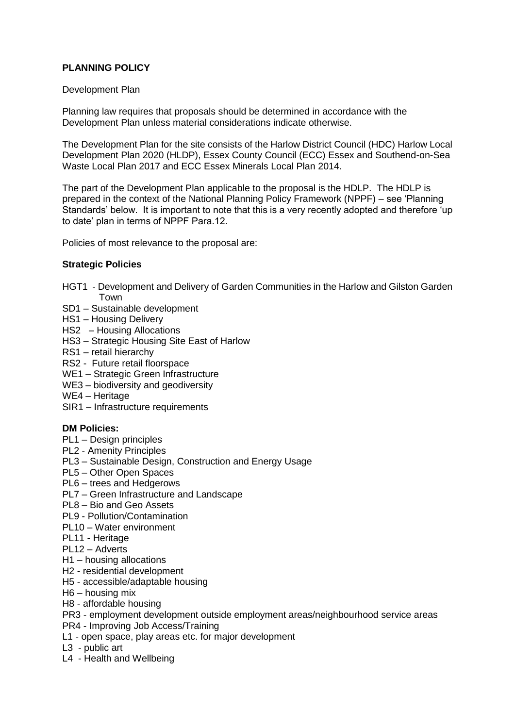**PLANNING POLICY**

Development Plan

Planning law requires that proposals should be determined in accordance with the Development Plan unless material considerations indicate otherwise.

The Development Plan for the site consists of the Harlow District Council (HDC) Harlow Local Development Plan 2020 (HLDP), Essex County Council (ECC) Essex and Southend-on-Sea Waste Local Plan 2017 and ECC Essex Minerals Local Plan 2014.

The part of the Development Plan applicable to the proposal is the HDLP. The HDLP is prepared in the context of the National Planning Policy Framework (NPPF) – see 'Planning Standards' below. It is important to note that this is a very recently adopted and therefore 'up to date' plan in terms of NPPF Para.12.

Policies of most relevance to the proposal are:

**Strategic Policies**

- HGT1 - Development and Delivery of Garden Communities in the Harlow and Gilston Garden Town
- SD1 – Sustainable development
- HS1 – Housing Delivery
- HS2 – Housing Allocations
- HS3 – Strategic Housing Site East of Harlow
- RS1 – retail hierarchy
- RS2 - Future retail floorspace
- WE1 – Strategic Green Infrastructure
- WE3 – biodiversity and geodiversity
- WE4 – Heritage
- SIR1 – Infrastructure requirements

**DM Policies:**

- PL1 – Design principles
- PL2 - Amenity Principles
- PL3 – Sustainable Design, Construction and Energy Usage
- PL5 – Other Open Spaces
- PL6 – trees and Hedgerows
- PL7 – Green Infrastructure and Landscape
- PL8 – Bio and Geo Assets
- PL9 - Pollution/Contamination
- PL10 – Water environment
- PL11 - Heritage
- PL12 – Adverts
- H1 – housing allocations
- H2 - residential development
- H5 - accessible/adaptable housing
- H6 – housing mix
- H8 - affordable housing
- PR3 - employment development outside employment areas/neighbourhood service areas
- PR4 - Improving Job Access/Training
- L1 - open space, play areas etc. for major development
- L3 - public art
- L4 - Health and Wellbeing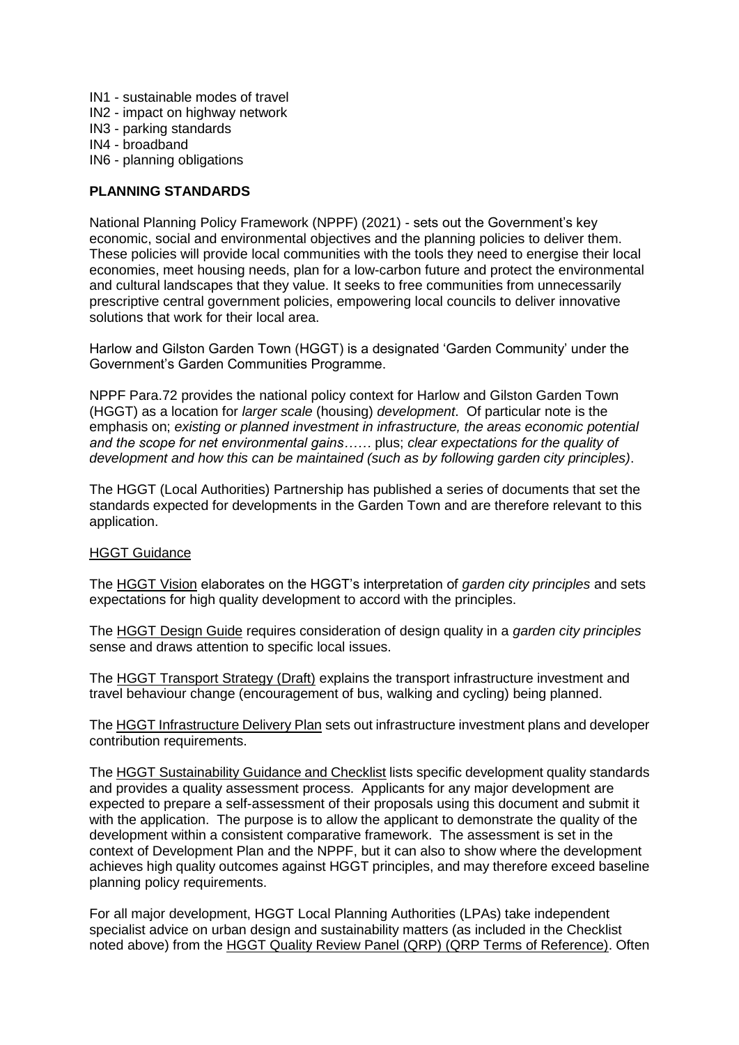IN1 - sustainable modes of travel
IN2 - impact on highway network
IN3 - parking standards
IN4 - broadband
IN6 - planning obligations

**PLANNING STANDARDS**

National Planning Policy Framework (NPPF) (2021) - sets out the Government's key economic, social and environmental objectives and the planning policies to deliver them. These policies will provide local communities with the tools they need to energise their local economies, meet housing needs, plan for a low-carbon future and protect the environmental and cultural landscapes that they value. It seeks to free communities from unnecessarily prescriptive central government policies, empowering local councils to deliver innovative solutions that work for their local area.

Harlow and Gilston Garden Town (HGGT) is a designated 'Garden Community' under the Government's Garden Communities Programme.

NPPF Para.72 provides the national policy context for Harlow and Gilston Garden Town (HGGT) as a location for *larger scale* (housing) *development*. Of particular note is the emphasis on; *existing or planned investment in infrastructure, the areas economic potential and the scope for net environmental gains……* plus; *clear expectations for the quality of development and how this can be maintained (such as by following garden city principles)*.

The HGGT (Local Authorities) Partnership has published a series of documents that set the standards expected for developments in the Garden Town and are therefore relevant to this application.

HGGT Guidance

The HGGT Vision elaborates on the HGGT's interpretation of *garden city principles* and sets expectations for high quality development to accord with the principles.

The HGGT Design Guide requires consideration of design quality in a *garden city principles* sense and draws attention to specific local issues.

The HGGT Transport Strategy (Draft) explains the transport infrastructure investment and travel behaviour change (encouragement of bus, walking and cycling) being planned.

The HGGT Infrastructure Delivery Plan sets out infrastructure investment plans and developer contribution requirements.

The HGGT Sustainability Guidance and Checklist lists specific development quality standards and provides a quality assessment process. Applicants for any major development are expected to prepare a self-assessment of their proposals using this document and submit it with the application. The purpose is to allow the applicant to demonstrate the quality of the development within a consistent comparative framework. The assessment is set in the context of Development Plan and the NPPF, but it can also to show where the development achieves high quality outcomes against HGGT principles, and may therefore exceed baseline planning policy requirements.

For all major development, HGGT Local Planning Authorities (LPAs) take independent specialist advice on urban design and sustainability matters (as included in the Checklist noted above) from the HGGT Quality Review Panel (QRP) (QRP Terms of Reference). Often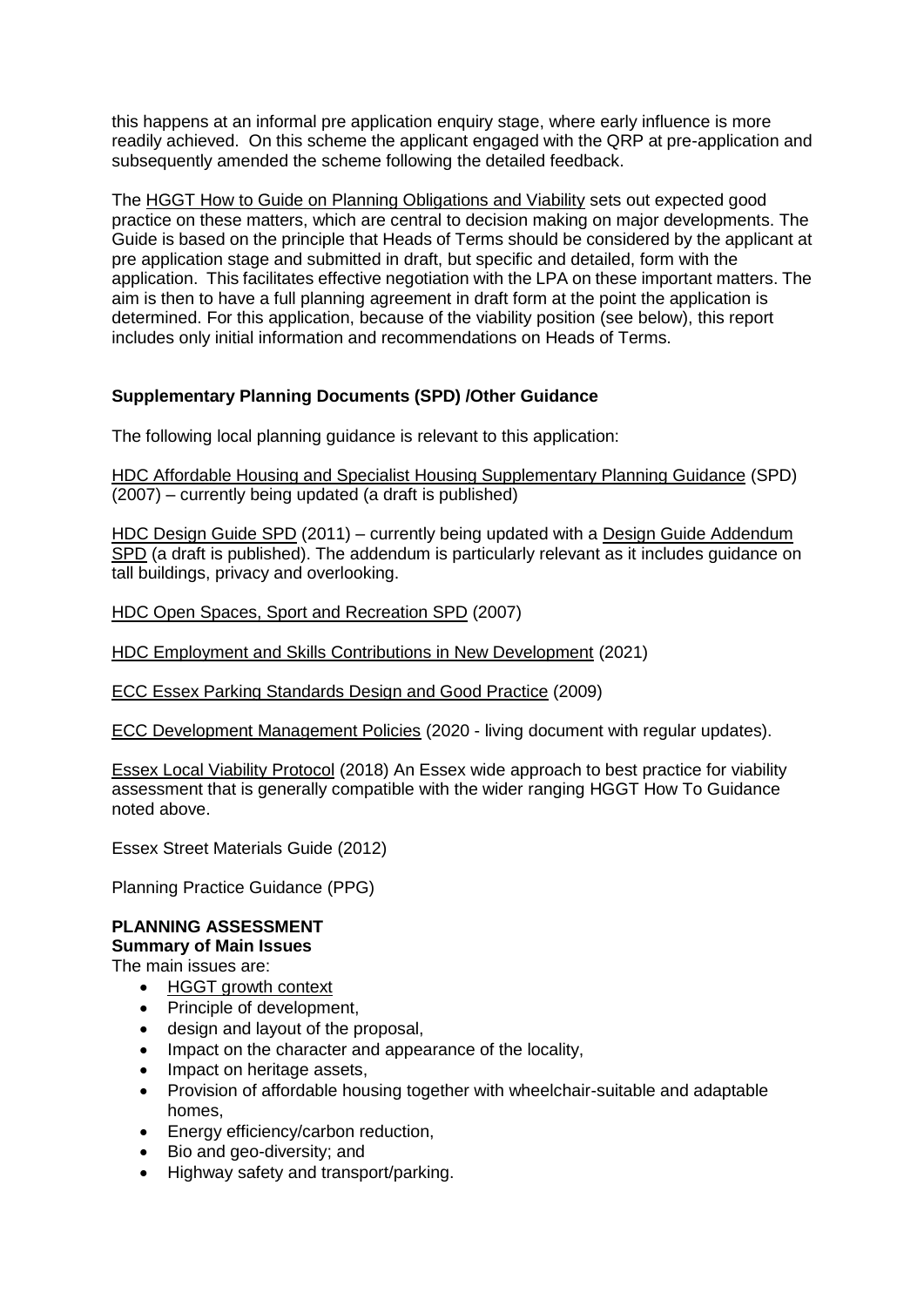this happens at an informal pre application enquiry stage, where early influence is more readily achieved. On this scheme the applicant engaged with the QRP at pre-application and subsequently amended the scheme following the detailed feedback.

The HGGT How to Guide on Planning Obligations and Viability sets out expected good practice on these matters, which are central to decision making on major developments. The Guide is based on the principle that Heads of Terms should be considered by the applicant at pre application stage and submitted in draft, but specific and detailed, form with the application. This facilitates effective negotiation with the LPA on these important matters. The aim is then to have a full planning agreement in draft form at the point the application is determined. For this application, because of the viability position (see below), this report includes only initial information and recommendations on Heads of Terms.

**Supplementary Planning Documents (SPD) /Other Guidance**

The following local planning guidance is relevant to this application:

HDC Affordable Housing and Specialist Housing Supplementary Planning Guidance (SPD) (2007) – currently being updated (a draft is published)

HDC Design Guide SPD (2011) – currently being updated with a Design Guide Addendum SPD (a draft is published). The addendum is particularly relevant as it includes guidance on tall buildings, privacy and overlooking.

HDC Open Spaces, Sport and Recreation SPD (2007)

HDC Employment and Skills Contributions in New Development (2021)

ECC Essex Parking Standards Design and Good Practice (2009)

ECC Development Management Policies (2020 - living document with regular updates).

Essex Local Viability Protocol (2018) An Essex wide approach to best practice for viability assessment that is generally compatible with the wider ranging HGGT How To Guidance noted above.

Essex Street Materials Guide (2012)

Planning Practice Guidance (PPG)

**PLANNING ASSESSMENT**

**Summary of Main Issues**

The main issues are:

- HGGT growth context
- Principle of development,
- design and layout of the proposal,
- Impact on the character and appearance of the locality,
- Impact on heritage assets,
- Provision of affordable housing together with wheelchair-suitable and adaptable homes,
- Energy efficiency/carbon reduction,
- Bio and geo-diversity; and
- Highway safety and transport/parking.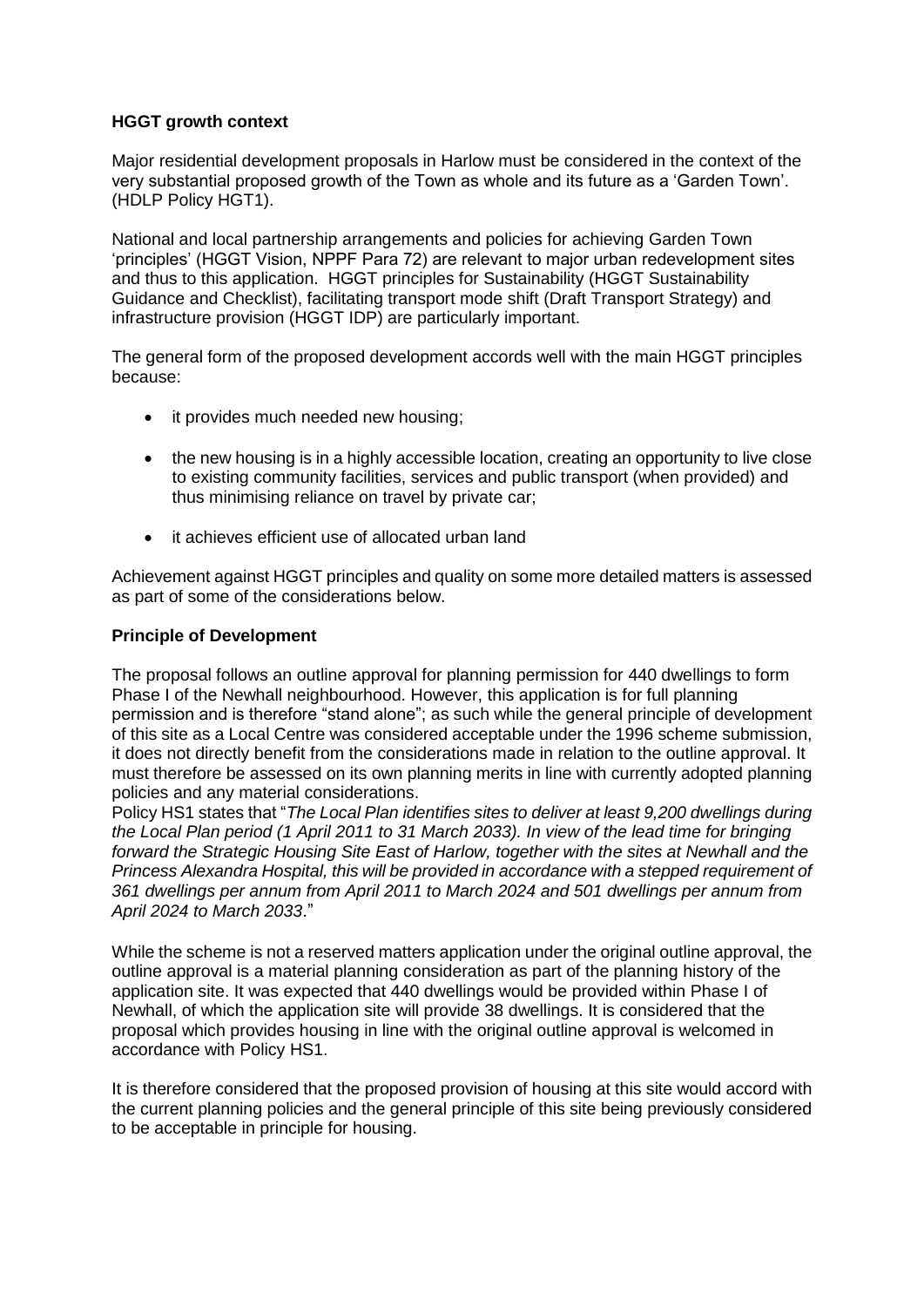**HGGT growth context**

Major residential development proposals in Harlow must be considered in the context of the very substantial proposed growth of the Town as whole and its future as a 'Garden Town'. (HDLP Policy HGT1).

National and local partnership arrangements and policies for achieving Garden Town 'principles' (HGGT Vision, NPPF Para 72) are relevant to major urban redevelopment sites and thus to this application. HGGT principles for Sustainability (HGGT Sustainability Guidance and Checklist), facilitating transport mode shift (Draft Transport Strategy) and infrastructure provision (HGGT IDP) are particularly important.

The general form of the proposed development accords well with the main HGGT principles because:

- it provides much needed new housing;
- the new housing is in a highly accessible location, creating an opportunity to live close to existing community facilities, services and public transport (when provided) and thus minimising reliance on travel by private car;
- it achieves efficient use of allocated urban land

Achievement against HGGT principles and quality on some more detailed matters is assessed as part of some of the considerations below.

**Principle of Development**

The proposal follows an outline approval for planning permission for 440 dwellings to form Phase I of the Newhall neighbourhood. However, this application is for full planning permission and is therefore "stand alone"; as such while the general principle of development of this site as a Local Centre was considered acceptable under the 1996 scheme submission, it does not directly benefit from the considerations made in relation to the outline approval. It must therefore be assessed on its own planning merits in line with currently adopted planning policies and any material considerations.
Policy HS1 states that "*The Local Plan identifies sites to deliver at least 9,200 dwellings during the Local Plan period (1 April 2011 to 31 March 2033). In view of the lead time for bringing forward the Strategic Housing Site East of Harlow, together with the sites at Newhall and the Princess Alexandra Hospital, this will be provided in accordance with a stepped requirement of 361 dwellings per annum from April 2011 to March 2024 and 501 dwellings per annum from April 2024 to March 2033*."

While the scheme is not a reserved matters application under the original outline approval, the outline approval is a material planning consideration as part of the planning history of the application site. It was expected that 440 dwellings would be provided within Phase I of Newhall, of which the application site will provide 38 dwellings. It is considered that the proposal which provides housing in line with the original outline approval is welcomed in accordance with Policy HS1.

It is therefore considered that the proposed provision of housing at this site would accord with the current planning policies and the general principle of this site being previously considered to be acceptable in principle for housing.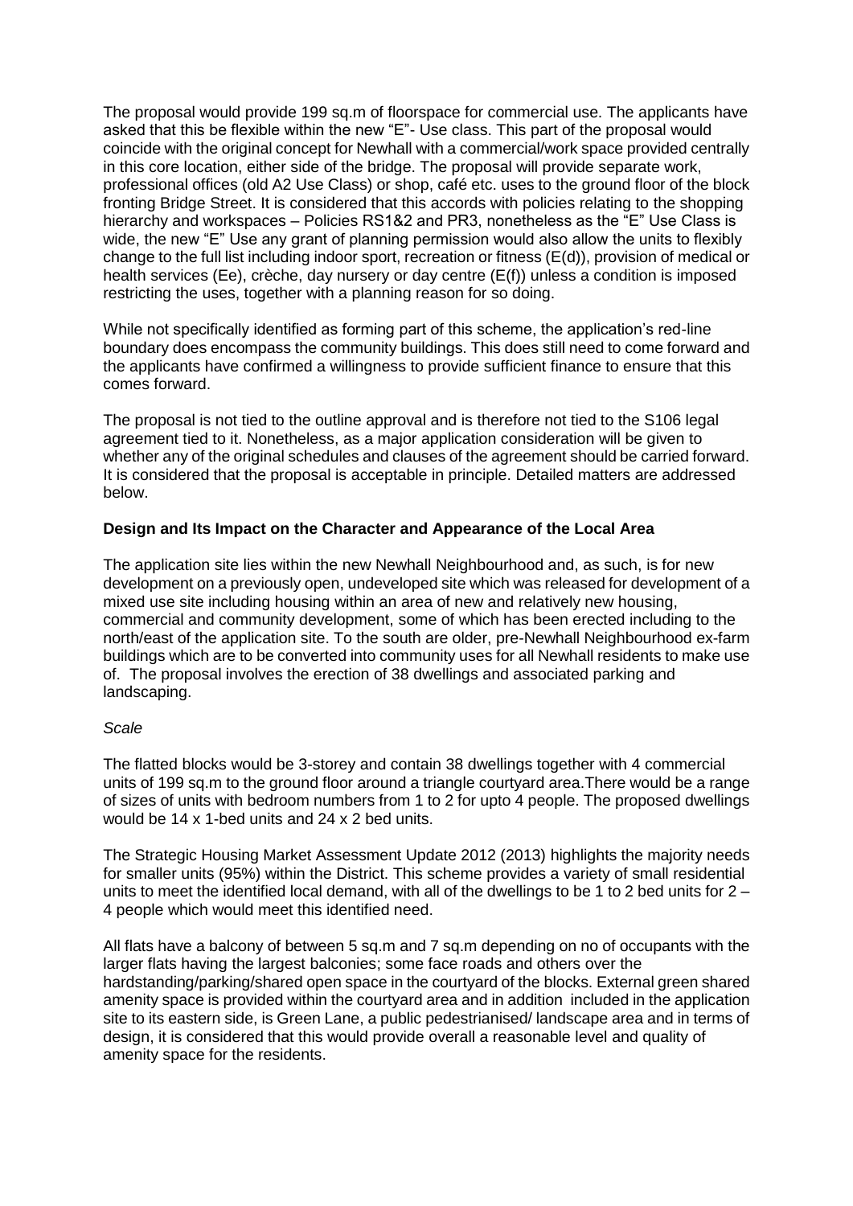The proposal would provide 199 sq.m of floorspace for commercial use. The applicants have asked that this be flexible within the new "E"- Use class. This part of the proposal would coincide with the original concept for Newhall with a commercial/work space provided centrally in this core location, either side of the bridge. The proposal will provide separate work, professional offices (old A2 Use Class) or shop, café etc. uses to the ground floor of the block fronting Bridge Street. It is considered that this accords with policies relating to the shopping hierarchy and workspaces – Policies RS1&2 and PR3, nonetheless as the "E" Use Class is wide, the new "E" Use any grant of planning permission would also allow the units to flexibly change to the full list including indoor sport, recreation or fitness (E(d)), provision of medical or health services (Ee), crèche, day nursery or day centre (E(f)) unless a condition is imposed restricting the uses, together with a planning reason for so doing.

While not specifically identified as forming part of this scheme, the application's red-line boundary does encompass the community buildings. This does still need to come forward and the applicants have confirmed a willingness to provide sufficient finance to ensure that this comes forward.

The proposal is not tied to the outline approval and is therefore not tied to the S106 legal agreement tied to it. Nonetheless, as a major application consideration will be given to whether any of the original schedules and clauses of the agreement should be carried forward. It is considered that the proposal is acceptable in principle. Detailed matters are addressed below.

**Design and Its Impact on the Character and Appearance of the Local Area**

The application site lies within the new Newhall Neighbourhood and, as such, is for new development on a previously open, undeveloped site which was released for development of a mixed use site including housing within an area of new and relatively new housing, commercial and community development, some of which has been erected including to the north/east of the application site. To the south are older, pre-Newhall Neighbourhood ex-farm buildings which are to be converted into community uses for all Newhall residents to make use of. The proposal involves the erection of 38 dwellings and associated parking and landscaping.

*Scale*

The flatted blocks would be 3-storey and contain 38 dwellings together with 4 commercial units of 199 sq.m to the ground floor around a triangle courtyard area.There would be a range of sizes of units with bedroom numbers from 1 to 2 for upto 4 people. The proposed dwellings would be 14 x 1-bed units and 24 x 2 bed units.

The Strategic Housing Market Assessment Update 2012 (2013) highlights the majority needs for smaller units (95%) within the District. This scheme provides a variety of small residential units to meet the identified local demand, with all of the dwellings to be 1 to 2 bed units for 2 – 4 people which would meet this identified need.

All flats have a balcony of between 5 sq.m and 7 sq.m depending on no of occupants with the larger flats having the largest balconies; some face roads and others over the hardstanding/parking/shared open space in the courtyard of the blocks. External green shared amenity space is provided within the courtyard area and in addition included in the application site to its eastern side, is Green Lane, a public pedestrianised/ landscape area and in terms of design, it is considered that this would provide overall a reasonable level and quality of amenity space for the residents.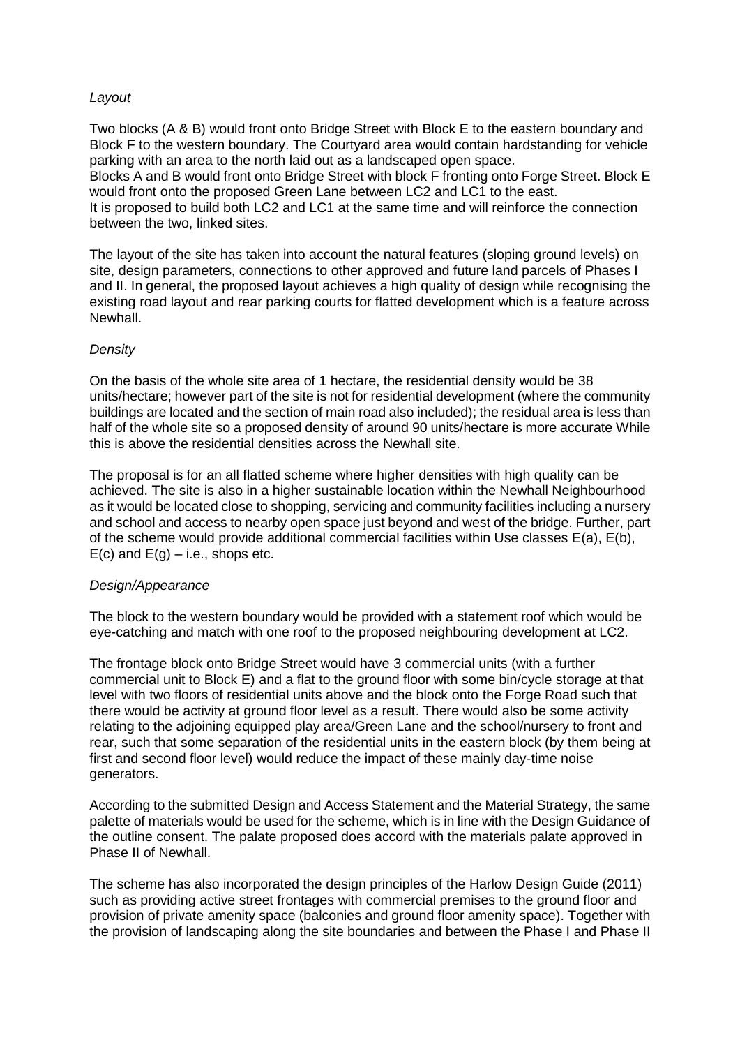*Layout*

Two blocks (A & B) would front onto Bridge Street with Block E to the eastern boundary and Block F to the western boundary. The Courtyard area would contain hardstanding for vehicle parking with an area to the north laid out as a landscaped open space.
Blocks A and B would front onto Bridge Street with block F fronting onto Forge Street. Block E would front onto the proposed Green Lane between LC2 and LC1 to the east.
It is proposed to build both LC2 and LC1 at the same time and will reinforce the connection between the two, linked sites.

The layout of the site has taken into account the natural features (sloping ground levels) on site, design parameters, connections to other approved and future land parcels of Phases I and II. In general, the proposed layout achieves a high quality of design while recognising the existing road layout and rear parking courts for flatted development which is a feature across Newhall.

*Density*

On the basis of the whole site area of 1 hectare, the residential density would be 38 units/hectare; however part of the site is not for residential development (where the community buildings are located and the section of main road also included); the residual area is less than half of the whole site so a proposed density of around 90 units/hectare is more accurate While this is above the residential densities across the Newhall site.

The proposal is for an all flatted scheme where higher densities with high quality can be achieved. The site is also in a higher sustainable location within the Newhall Neighbourhood as it would be located close to shopping, servicing and community facilities including a nursery and school and access to nearby open space just beyond and west of the bridge. Further, part of the scheme would provide additional commercial facilities within Use classes E(a), E(b), E(c) and E(g) – i.e., shops etc.

*Design/Appearance*

The block to the western boundary would be provided with a statement roof which would be eye-catching and match with one roof to the proposed neighbouring development at LC2.

The frontage block onto Bridge Street would have 3 commercial units (with a further commercial unit to Block E) and a flat to the ground floor with some bin/cycle storage at that level with two floors of residential units above and the block onto the Forge Road such that there would be activity at ground floor level as a result. There would also be some activity relating to the adjoining equipped play area/Green Lane and the school/nursery to front and rear, such that some separation of the residential units in the eastern block (by them being at first and second floor level) would reduce the impact of these mainly day-time noise generators.

According to the submitted Design and Access Statement and the Material Strategy, the same palette of materials would be used for the scheme, which is in line with the Design Guidance of the outline consent. The palate proposed does accord with the materials palate approved in Phase II of Newhall.

The scheme has also incorporated the design principles of the Harlow Design Guide (2011) such as providing active street frontages with commercial premises to the ground floor and provision of private amenity space (balconies and ground floor amenity space). Together with the provision of landscaping along the site boundaries and between the Phase I and Phase II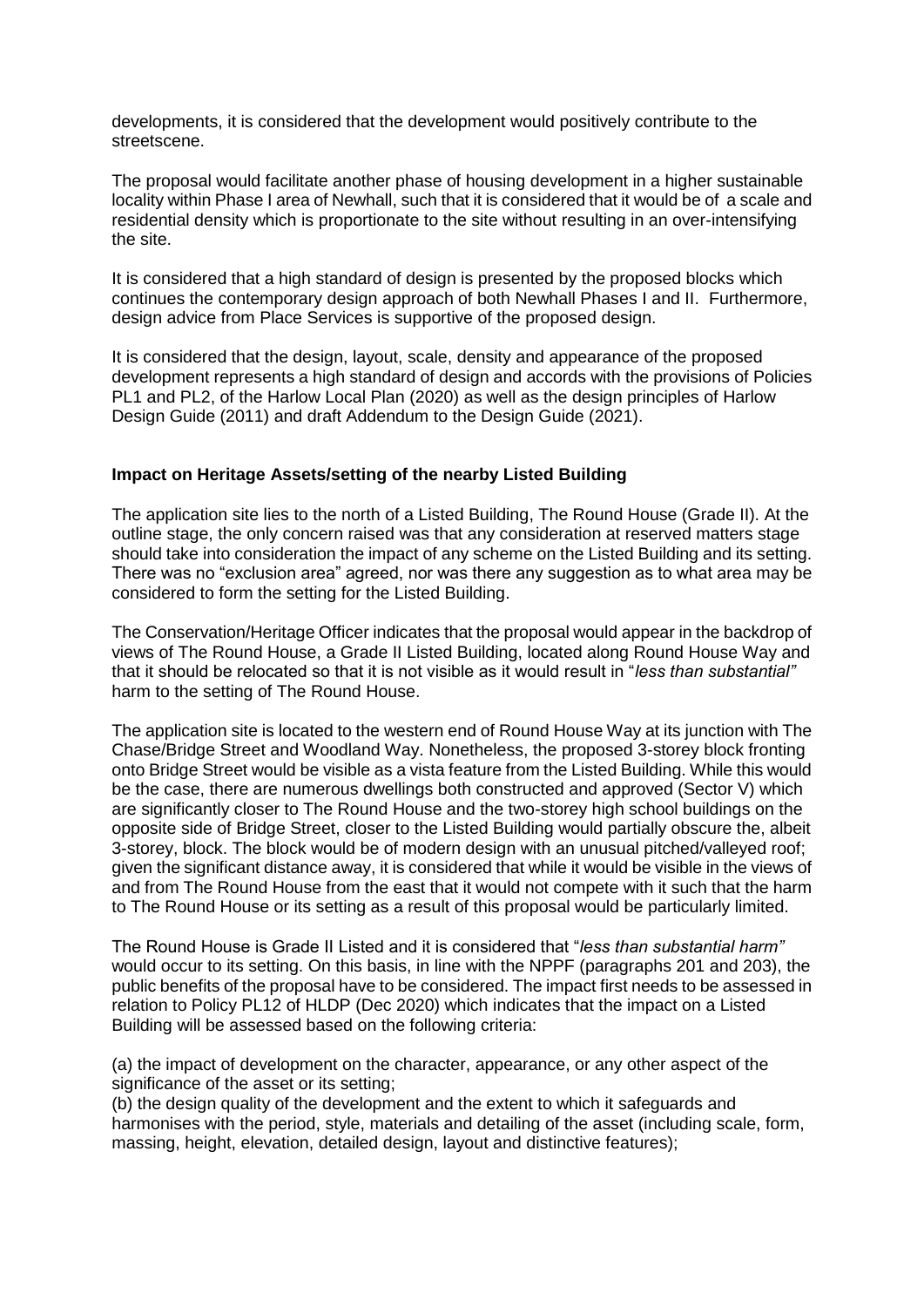developments, it is considered that the development would positively contribute to the streetscene.

The proposal would facilitate another phase of housing development in a higher sustainable locality within Phase I area of Newhall, such that it is considered that it would be of a scale and residential density which is proportionate to the site without resulting in an over-intensifying the site.

It is considered that a high standard of design is presented by the proposed blocks which continues the contemporary design approach of both Newhall Phases I and II. Furthermore, design advice from Place Services is supportive of the proposed design.

It is considered that the design, layout, scale, density and appearance of the proposed development represents a high standard of design and accords with the provisions of Policies PL1 and PL2, of the Harlow Local Plan (2020) as well as the design principles of Harlow Design Guide (2011) and draft Addendum to the Design Guide (2021).

**Impact on Heritage Assets/setting of the nearby Listed Building**

The application site lies to the north of a Listed Building, The Round House (Grade II). At the outline stage, the only concern raised was that any consideration at reserved matters stage should take into consideration the impact of any scheme on the Listed Building and its setting. There was no "exclusion area" agreed, nor was there any suggestion as to what area may be considered to form the setting for the Listed Building.

The Conservation/Heritage Officer indicates that the proposal would appear in the backdrop of views of The Round House, a Grade II Listed Building, located along Round House Way and that it should be relocated so that it is not visible as it would result in "*less than substantial"* harm to the setting of The Round House.

The application site is located to the western end of Round House Way at its junction with The Chase/Bridge Street and Woodland Way. Nonetheless, the proposed 3-storey block fronting onto Bridge Street would be visible as a vista feature from the Listed Building. While this would be the case, there are numerous dwellings both constructed and approved (Sector V) which are significantly closer to The Round House and the two-storey high school buildings on the opposite side of Bridge Street, closer to the Listed Building would partially obscure the, albeit 3-storey, block. The block would be of modern design with an unusual pitched/valleyed roof; given the significant distance away, it is considered that while it would be visible in the views of and from The Round House from the east that it would not compete with it such that the harm to The Round House or its setting as a result of this proposal would be particularly limited.

The Round House is Grade II Listed and it is considered that "*less than substantial harm"* would occur to its setting. On this basis, in line with the NPPF (paragraphs 201 and 203), the public benefits of the proposal have to be considered. The impact first needs to be assessed in relation to Policy PL12 of HLDP (Dec 2020) which indicates that the impact on a Listed Building will be assessed based on the following criteria:

(a) the impact of development on the character, appearance, or any other aspect of the significance of the asset or its setting;
(b) the design quality of the development and the extent to which it safeguards and harmonises with the period, style, materials and detailing of the asset (including scale, form, massing, height, elevation, detailed design, layout and distinctive features);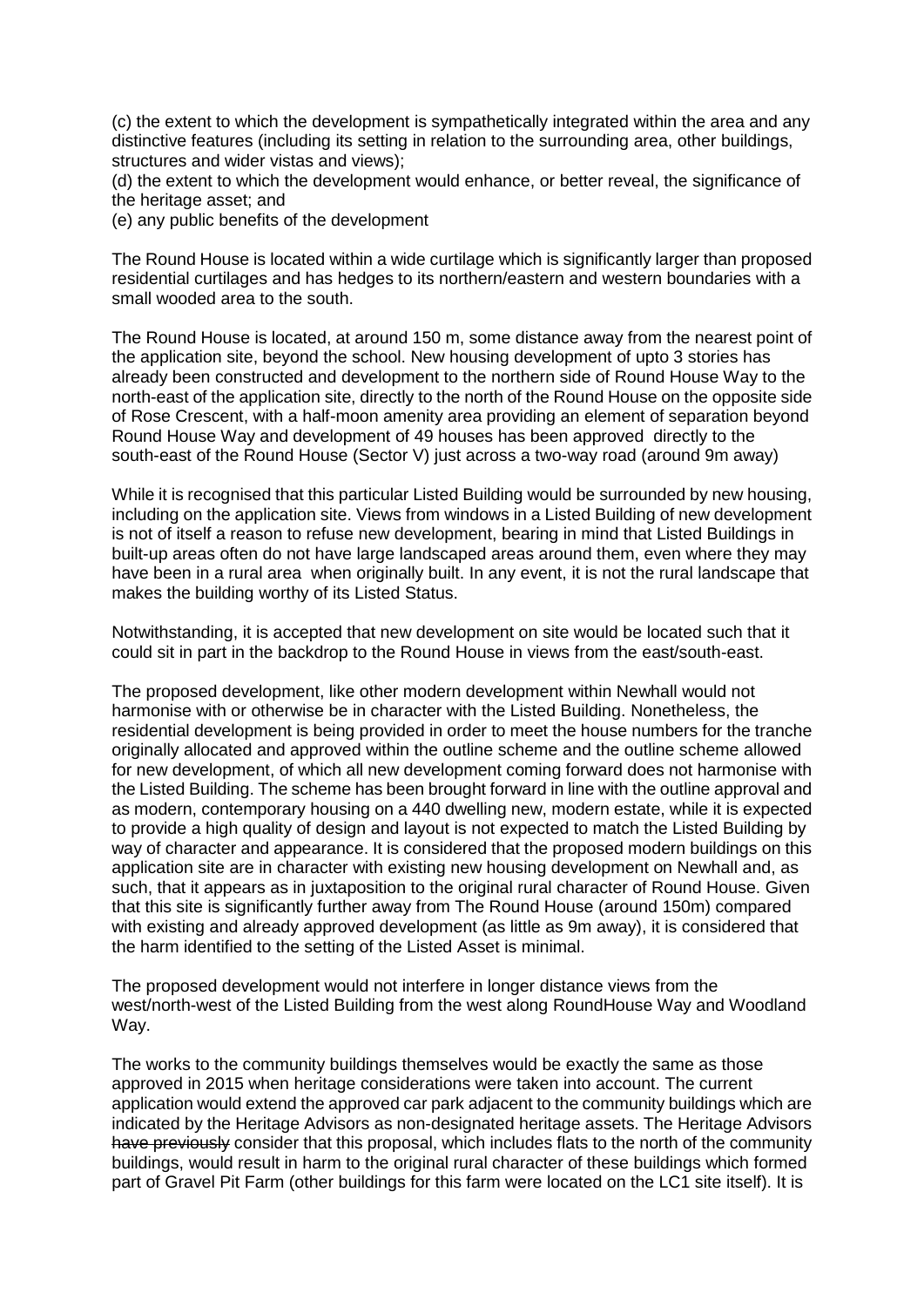(c) the extent to which the development is sympathetically integrated within the area and any distinctive features (including its setting in relation to the surrounding area, other buildings, structures and wider vistas and views);

(d) the extent to which the development would enhance, or better reveal, the significance of the heritage asset; and

(e) any public benefits of the development

The Round House is located within a wide curtilage which is significantly larger than proposed residential curtilages and has hedges to its northern/eastern and western boundaries with a small wooded area to the south.

The Round House is located, at around 150 m, some distance away from the nearest point of the application site, beyond the school. New housing development of upto 3 stories has already been constructed and development to the northern side of Round House Way to the north-east of the application site, directly to the north of the Round House on the opposite side of Rose Crescent, with a half-moon amenity area providing an element of separation beyond Round House Way and development of 49 houses has been approved directly to the south-east of the Round House (Sector V) just across a two-way road (around 9m away)

While it is recognised that this particular Listed Building would be surrounded by new housing, including on the application site. Views from windows in a Listed Building of new development is not of itself a reason to refuse new development, bearing in mind that Listed Buildings in built-up areas often do not have large landscaped areas around them, even where they may have been in a rural area when originally built. In any event, it is not the rural landscape that makes the building worthy of its Listed Status.

Notwithstanding, it is accepted that new development on site would be located such that it could sit in part in the backdrop to the Round House in views from the east/south-east.

The proposed development, like other modern development within Newhall would not harmonise with or otherwise be in character with the Listed Building. Nonetheless, the residential development is being provided in order to meet the house numbers for the tranche originally allocated and approved within the outline scheme and the outline scheme allowed for new development, of which all new development coming forward does not harmonise with the Listed Building. The scheme has been brought forward in line with the outline approval and as modern, contemporary housing on a 440 dwelling new, modern estate, while it is expected to provide a high quality of design and layout is not expected to match the Listed Building by way of character and appearance. It is considered that the proposed modern buildings on this application site are in character with existing new housing development on Newhall and, as such, that it appears as in juxtaposition to the original rural character of Round House. Given that this site is significantly further away from The Round House (around 150m) compared with existing and already approved development (as little as 9m away), it is considered that the harm identified to the setting of the Listed Asset is minimal.

The proposed development would not interfere in longer distance views from the west/north-west of the Listed Building from the west along RoundHouse Way and Woodland Way.

The works to the community buildings themselves would be exactly the same as those approved in 2015 when heritage considerations were taken into account. The current application would extend the approved car park adjacent to the community buildings which are indicated by the Heritage Advisors as non-designated heritage assets. The Heritage Advisors ~~have previously~~ consider that this proposal, which includes flats to the north of the community buildings, would result in harm to the original rural character of these buildings which formed part of Gravel Pit Farm (other buildings for this farm were located on the LC1 site itself). It is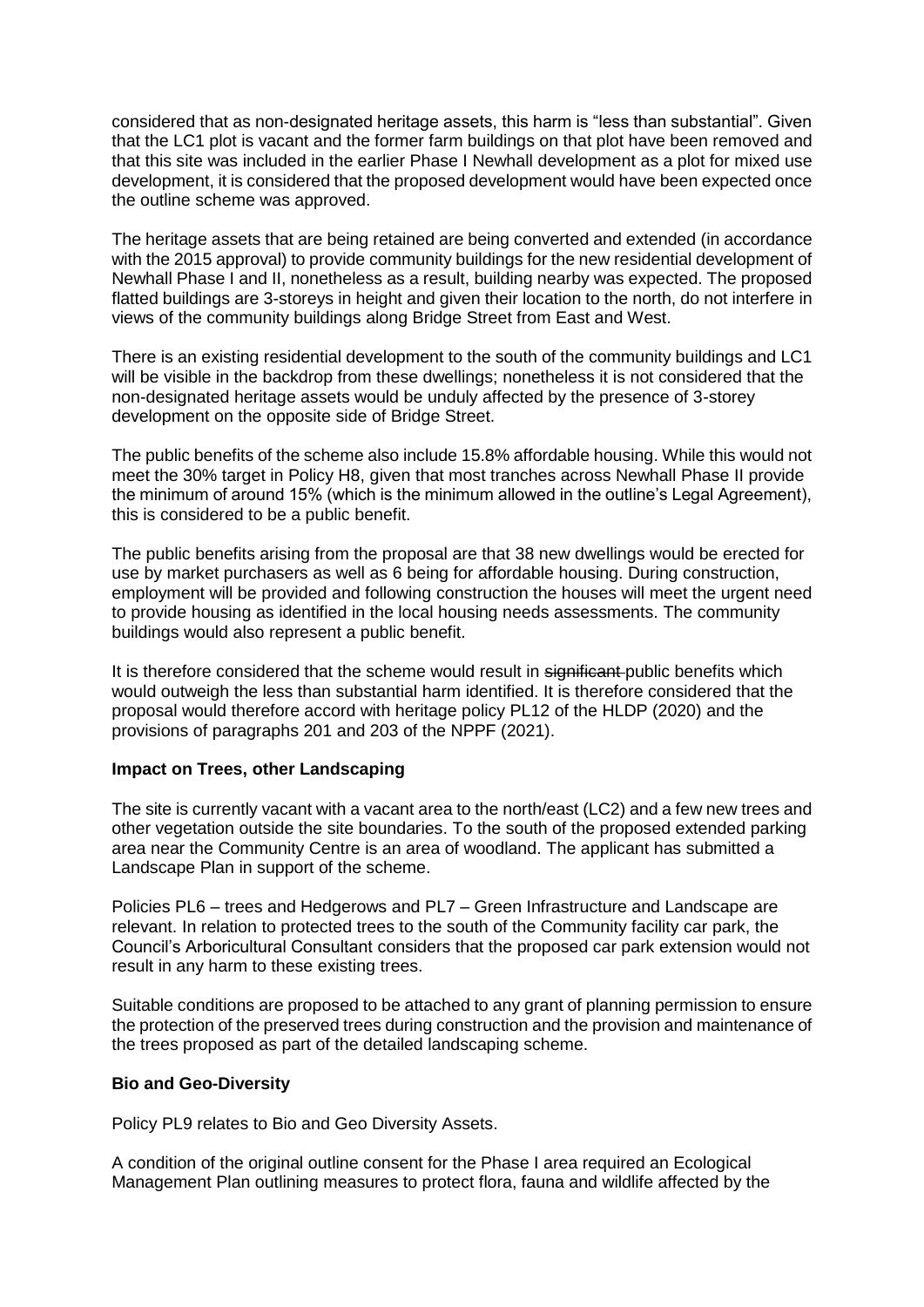considered that as non-designated heritage assets, this harm is "less than substantial". Given that the LC1 plot is vacant and the former farm buildings on that plot have been removed and that this site was included in the earlier Phase I Newhall development as a plot for mixed use development, it is considered that the proposed development would have been expected once the outline scheme was approved.

The heritage assets that are being retained are being converted and extended (in accordance with the 2015 approval) to provide community buildings for the new residential development of Newhall Phase I and II, nonetheless as a result, building nearby was expected. The proposed flatted buildings are 3-storeys in height and given their location to the north, do not interfere in views of the community buildings along Bridge Street from East and West.

There is an existing residential development to the south of the community buildings and LC1 will be visible in the backdrop from these dwellings; nonetheless it is not considered that the non-designated heritage assets would be unduly affected by the presence of 3-storey development on the opposite side of Bridge Street.

The public benefits of the scheme also include 15.8% affordable housing. While this would not meet the 30% target in Policy H8, given that most tranches across Newhall Phase II provide the minimum of around 15% (which is the minimum allowed in the outline's Legal Agreement), this is considered to be a public benefit.

The public benefits arising from the proposal are that 38 new dwellings would be erected for use by market purchasers as well as 6 being for affordable housing. During construction, employment will be provided and following construction the houses will meet the urgent need to provide housing as identified in the local housing needs assessments. The community buildings would also represent a public benefit.

It is therefore considered that the scheme would result in ~~significant~~ public benefits which would outweigh the less than substantial harm identified. It is therefore considered that the proposal would therefore accord with heritage policy PL12 of the HLDP (2020) and the provisions of paragraphs 201 and 203 of the NPPF (2021).

**Impact on Trees, other Landscaping**

The site is currently vacant with a vacant area to the north/east (LC2) and a few new trees and other vegetation outside the site boundaries. To the south of the proposed extended parking area near the Community Centre is an area of woodland. The applicant has submitted a Landscape Plan in support of the scheme.

Policies PL6 – trees and Hedgerows and PL7 – Green Infrastructure and Landscape are relevant. In relation to protected trees to the south of the Community facility car park, the Council's Arboricultural Consultant considers that the proposed car park extension would not result in any harm to these existing trees.

Suitable conditions are proposed to be attached to any grant of planning permission to ensure the protection of the preserved trees during construction and the provision and maintenance of the trees proposed as part of the detailed landscaping scheme.

**Bio and Geo-Diversity**

Policy PL9 relates to Bio and Geo Diversity Assets.

A condition of the original outline consent for the Phase I area required an Ecological Management Plan outlining measures to protect flora, fauna and wildlife affected by the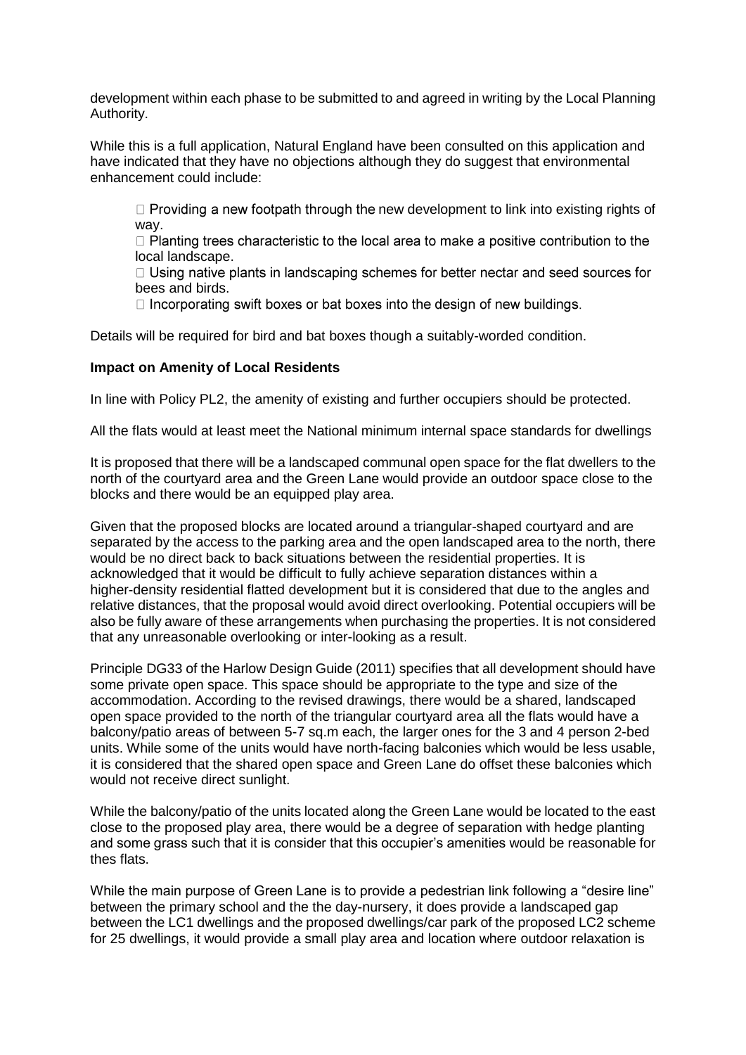development within each phase to be submitted to and agreed in writing by the Local Planning Authority.

While this is a full application, Natural England have been consulted on this application and have indicated that they have no objections although they do suggest that environmental enhancement could include:

- Providing a new footpath through the new development to link into existing rights of way.
- Planting trees characteristic to the local area to make a positive contribution to the local landscape.
- Using native plants in landscaping schemes for better nectar and seed sources for bees and birds.
- Incorporating swift boxes or bat boxes into the design of new buildings.

Details will be required for bird and bat boxes though a suitably-worded condition.

**Impact on Amenity of Local Residents**

In line with Policy PL2, the amenity of existing and further occupiers should be protected.

All the flats would at least meet the National minimum internal space standards for dwellings

It is proposed that there will be a landscaped communal open space for the flat dwellers to the north of the courtyard area and the Green Lane would provide an outdoor space close to the blocks and there would be an equipped play area.

Given that the proposed blocks are located around a triangular-shaped courtyard and are separated by the access to the parking area and the open landscaped area to the north, there would be no direct back to back situations between the residential properties. It is acknowledged that it would be difficult to fully achieve separation distances within a higher-density residential flatted development but it is considered that due to the angles and relative distances, that the proposal would avoid direct overlooking. Potential occupiers will be also be fully aware of these arrangements when purchasing the properties. It is not considered that any unreasonable overlooking or inter-looking as a result.

Principle DG33 of the Harlow Design Guide (2011) specifies that all development should have some private open space. This space should be appropriate to the type and size of the accommodation. According to the revised drawings, there would be a shared, landscaped open space provided to the north of the triangular courtyard area all the flats would have a balcony/patio areas of between 5-7 sq.m each, the larger ones for the 3 and 4 person 2-bed units. While some of the units would have north-facing balconies which would be less usable, it is considered that the shared open space and Green Lane do offset these balconies which would not receive direct sunlight.

While the balcony/patio of the units located along the Green Lane would be located to the east close to the proposed play area, there would be a degree of separation with hedge planting and some grass such that it is consider that this occupier's amenities would be reasonable for thes flats.

While the main purpose of Green Lane is to provide a pedestrian link following a "desire line" between the primary school and the the day-nursery, it does provide a landscaped gap between the LC1 dwellings and the proposed dwellings/car park of the proposed LC2 scheme for 25 dwellings, it would provide a small play area and location where outdoor relaxation is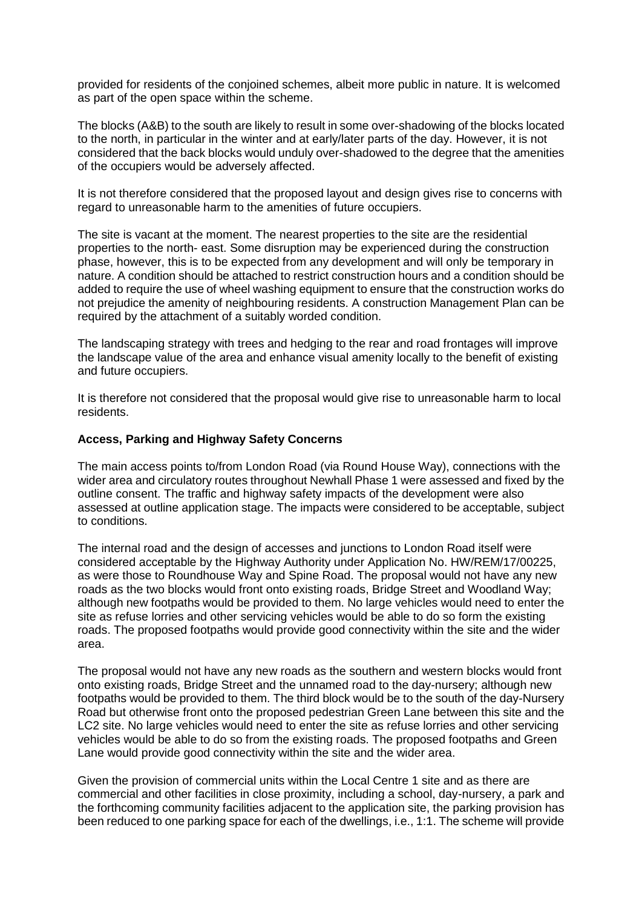provided for residents of the conjoined schemes, albeit more public in nature. It is welcomed as part of the open space within the scheme.

The blocks (A&B) to the south are likely to result in some over-shadowing of the blocks located to the north, in particular in the winter and at early/later parts of the day. However, it is not considered that the back blocks would unduly over-shadowed to the degree that the amenities of the occupiers would be adversely affected.

It is not therefore considered that the proposed layout and design gives rise to concerns with regard to unreasonable harm to the amenities of future occupiers.

The site is vacant at the moment. The nearest properties to the site are the residential properties to the north- east. Some disruption may be experienced during the construction phase, however, this is to be expected from any development and will only be temporary in nature. A condition should be attached to restrict construction hours and a condition should be added to require the use of wheel washing equipment to ensure that the construction works do not prejudice the amenity of neighbouring residents. A construction Management Plan can be required by the attachment of a suitably worded condition.

The landscaping strategy with trees and hedging to the rear and road frontages will improve the landscape value of the area and enhance visual amenity locally to the benefit of existing and future occupiers.

It is therefore not considered that the proposal would give rise to unreasonable harm to local residents.

**Access, Parking and Highway Safety Concerns**

The main access points to/from London Road (via Round House Way), connections with the wider area and circulatory routes throughout Newhall Phase 1 were assessed and fixed by the outline consent. The traffic and highway safety impacts of the development were also assessed at outline application stage. The impacts were considered to be acceptable, subject to conditions.

The internal road and the design of accesses and junctions to London Road itself were considered acceptable by the Highway Authority under Application No. HW/REM/17/00225, as were those to Roundhouse Way and Spine Road. The proposal would not have any new roads as the two blocks would front onto existing roads, Bridge Street and Woodland Way; although new footpaths would be provided to them. No large vehicles would need to enter the site as refuse lorries and other servicing vehicles would be able to do so form the existing roads. The proposed footpaths would provide good connectivity within the site and the wider area.

The proposal would not have any new roads as the southern and western blocks would front onto existing roads, Bridge Street and the unnamed road to the day-nursery; although new footpaths would be provided to them. The third block would be to the south of the day-Nursery Road but otherwise front onto the proposed pedestrian Green Lane between this site and the LC2 site. No large vehicles would need to enter the site as refuse lorries and other servicing vehicles would be able to do so from the existing roads. The proposed footpaths and Green Lane would provide good connectivity within the site and the wider area.

Given the provision of commercial units within the Local Centre 1 site and as there are commercial and other facilities in close proximity, including a school, day-nursery, a park and the forthcoming community facilities adjacent to the application site, the parking provision has been reduced to one parking space for each of the dwellings, i.e., 1:1. The scheme will provide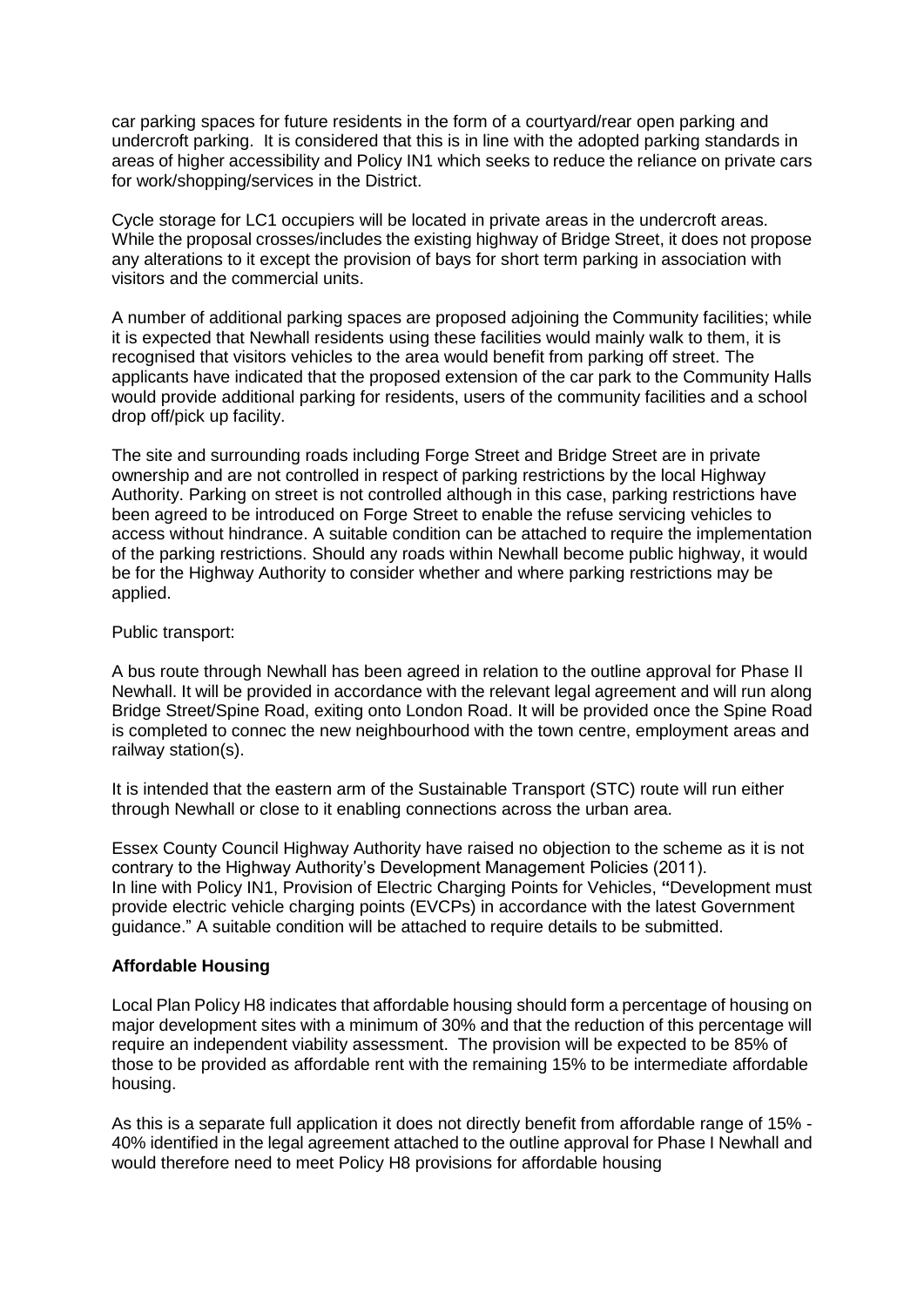car parking spaces for future residents in the form of a courtyard/rear open parking and undercroft parking. It is considered that this is in line with the adopted parking standards in areas of higher accessibility and Policy IN1 which seeks to reduce the reliance on private cars for work/shopping/services in the District.

Cycle storage for LC1 occupiers will be located in private areas in the undercroft areas. While the proposal crosses/includes the existing highway of Bridge Street, it does not propose any alterations to it except the provision of bays for short term parking in association with visitors and the commercial units.

A number of additional parking spaces are proposed adjoining the Community facilities; while it is expected that Newhall residents using these facilities would mainly walk to them, it is recognised that visitors vehicles to the area would benefit from parking off street. The applicants have indicated that the proposed extension of the car park to the Community Halls would provide additional parking for residents, users of the community facilities and a school drop off/pick up facility.

The site and surrounding roads including Forge Street and Bridge Street are in private ownership and are not controlled in respect of parking restrictions by the local Highway Authority. Parking on street is not controlled although in this case, parking restrictions have been agreed to be introduced on Forge Street to enable the refuse servicing vehicles to access without hindrance. A suitable condition can be attached to require the implementation of the parking restrictions. Should any roads within Newhall become public highway, it would be for the Highway Authority to consider whether and where parking restrictions may be applied.

Public transport:

A bus route through Newhall has been agreed in relation to the outline approval for Phase II Newhall. It will be provided in accordance with the relevant legal agreement and will run along Bridge Street/Spine Road, exiting onto London Road. It will be provided once the Spine Road is completed to connec the new neighbourhood with the town centre, employment areas and railway station(s).

It is intended that the eastern arm of the Sustainable Transport (STC) route will run either through Newhall or close to it enabling connections across the urban area.

Essex County Council Highway Authority have raised no objection to the scheme as it is not contrary to the Highway Authority's Development Management Policies (2011). In line with Policy IN1, Provision of Electric Charging Points for Vehicles, **"**Development must provide electric vehicle charging points (EVCPs) in accordance with the latest Government guidance." A suitable condition will be attached to require details to be submitted.

**Affordable Housing**

Local Plan Policy H8 indicates that affordable housing should form a percentage of housing on major development sites with a minimum of 30% and that the reduction of this percentage will require an independent viability assessment. The provision will be expected to be 85% of those to be provided as affordable rent with the remaining 15% to be intermediate affordable housing.

As this is a separate full application it does not directly benefit from affordable range of 15% - 40% identified in the legal agreement attached to the outline approval for Phase I Newhall and would therefore need to meet Policy H8 provisions for affordable housing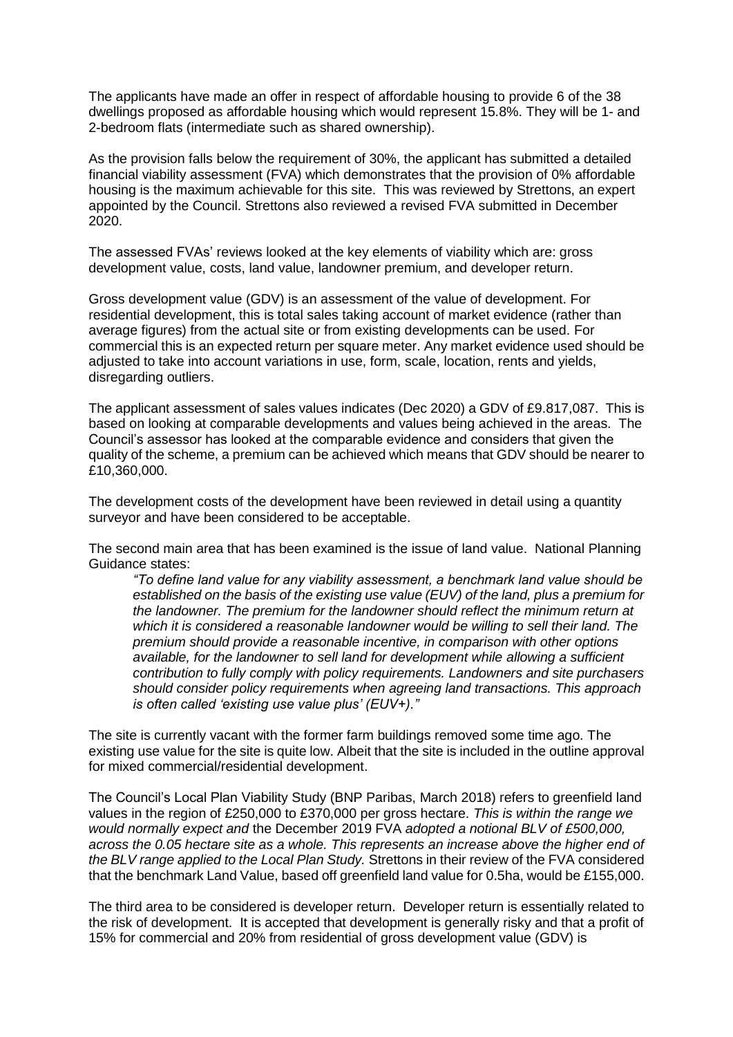The applicants have made an offer in respect of affordable housing to provide 6 of the 38 dwellings proposed as affordable housing which would represent 15.8%. They will be 1- and 2-bedroom flats (intermediate such as shared ownership).

As the provision falls below the requirement of 30%, the applicant has submitted a detailed financial viability assessment (FVA) which demonstrates that the provision of 0% affordable housing is the maximum achievable for this site. This was reviewed by Strettons, an expert appointed by the Council. Strettons also reviewed a revised FVA submitted in December 2020.

The assessed FVAs' reviews looked at the key elements of viability which are: gross development value, costs, land value, landowner premium, and developer return.

Gross development value (GDV) is an assessment of the value of development. For residential development, this is total sales taking account of market evidence (rather than average figures) from the actual site or from existing developments can be used. For commercial this is an expected return per square meter. Any market evidence used should be adjusted to take into account variations in use, form, scale, location, rents and yields, disregarding outliers.

The applicant assessment of sales values indicates (Dec 2020) a GDV of £9.817,087. This is based on looking at comparable developments and values being achieved in the areas. The Council's assessor has looked at the comparable evidence and considers that given the quality of the scheme, a premium can be achieved which means that GDV should be nearer to £10,360,000.

The development costs of the development have been reviewed in detail using a quantity surveyor and have been considered to be acceptable.

The second main area that has been examined is the issue of land value. National Planning Guidance states:

> *"To define land value for any viability assessment, a benchmark land value should be established on the basis of the existing use value (EUV) of the land, plus a premium for the landowner. The premium for the landowner should reflect the minimum return at which it is considered a reasonable landowner would be willing to sell their land. The premium should provide a reasonable incentive, in comparison with other options available, for the landowner to sell land for development while allowing a sufficient contribution to fully comply with policy requirements. Landowners and site purchasers should consider policy requirements when agreeing land transactions. This approach is often called 'existing use value plus' (EUV+)."*

The site is currently vacant with the former farm buildings removed some time ago. The existing use value for the site is quite low. Albeit that the site is included in the outline approval for mixed commercial/residential development.

The Council's Local Plan Viability Study (BNP Paribas, March 2018) refers to greenfield land values in the region of £250,000 to £370,000 per gross hectare. *This is within the range we would normally expect and* the December 2019 FVA *adopted a notional BLV of £500,000, across the 0.05 hectare site as a whole. This represents an increase above the higher end of the BLV range applied to the Local Plan Study.* Strettons in their review of the FVA considered that the benchmark Land Value, based off greenfield land value for 0.5ha, would be £155,000.

The third area to be considered is developer return. Developer return is essentially related to the risk of development. It is accepted that development is generally risky and that a profit of 15% for commercial and 20% from residential of gross development value (GDV) is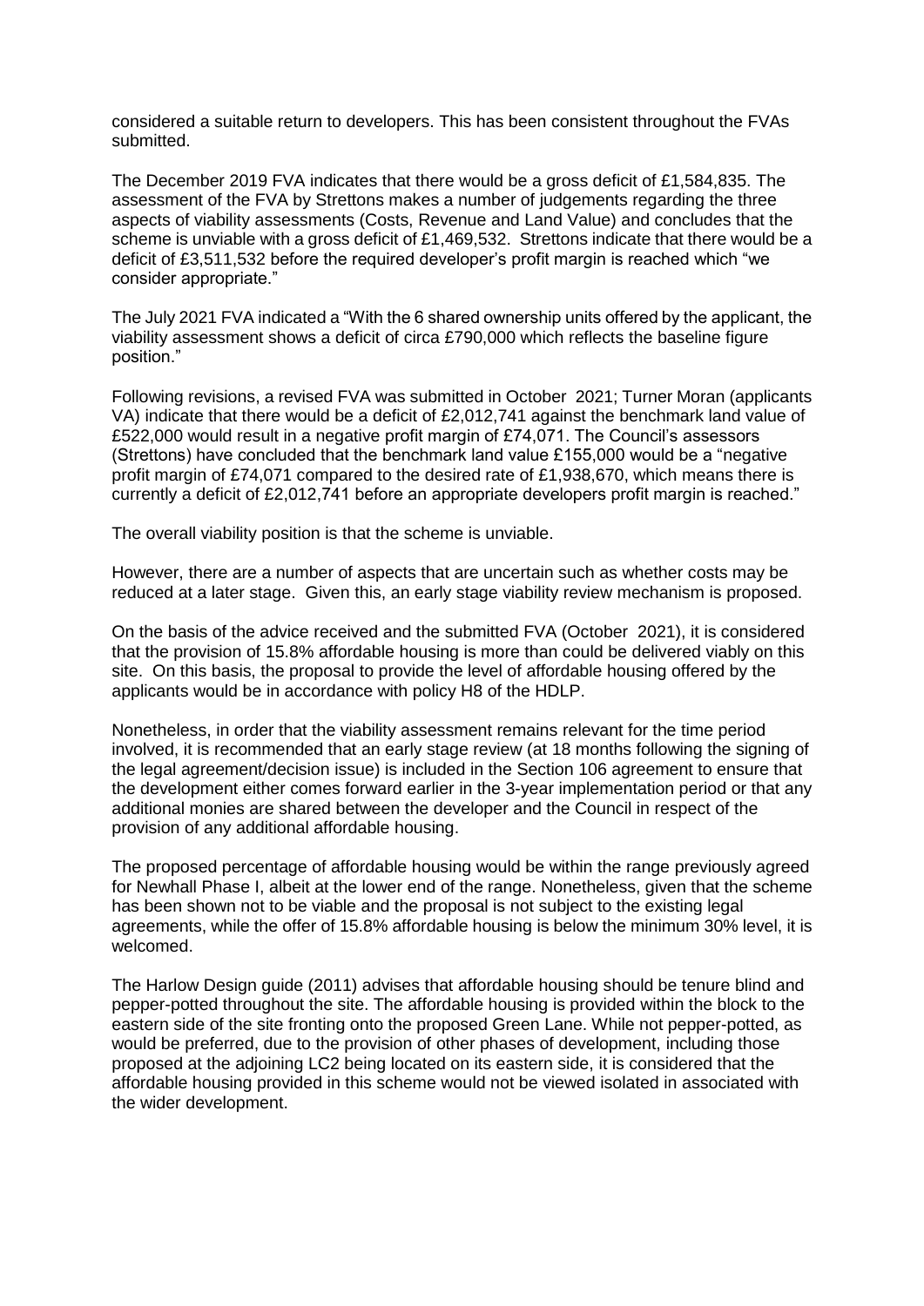considered a suitable return to developers. This has been consistent throughout the FVAs submitted.

The December 2019 FVA indicates that there would be a gross deficit of £1,584,835. The assessment of the FVA by Strettons makes a number of judgements regarding the three aspects of viability assessments (Costs, Revenue and Land Value) and concludes that the scheme is unviable with a gross deficit of £1,469,532. Strettons indicate that there would be a deficit of £3,511,532 before the required developer's profit margin is reached which "we consider appropriate."

The July 2021 FVA indicated a "With the 6 shared ownership units offered by the applicant, the viability assessment shows a deficit of circa £790,000 which reflects the baseline figure position."

Following revisions, a revised FVA was submitted in October 2021; Turner Moran (applicants VA) indicate that there would be a deficit of £2,012,741 against the benchmark land value of £522,000 would result in a negative profit margin of £74,071. The Council's assessors (Strettons) have concluded that the benchmark land value £155,000 would be a "negative profit margin of £74,071 compared to the desired rate of £1,938,670, which means there is currently a deficit of £2,012,741 before an appropriate developers profit margin is reached."

The overall viability position is that the scheme is unviable.

However, there are a number of aspects that are uncertain such as whether costs may be reduced at a later stage. Given this, an early stage viability review mechanism is proposed.

On the basis of the advice received and the submitted FVA (October 2021), it is considered that the provision of 15.8% affordable housing is more than could be delivered viably on this site. On this basis, the proposal to provide the level of affordable housing offered by the applicants would be in accordance with policy H8 of the HDLP.

Nonetheless, in order that the viability assessment remains relevant for the time period involved, it is recommended that an early stage review (at 18 months following the signing of the legal agreement/decision issue) is included in the Section 106 agreement to ensure that the development either comes forward earlier in the 3-year implementation period or that any additional monies are shared between the developer and the Council in respect of the provision of any additional affordable housing.

The proposed percentage of affordable housing would be within the range previously agreed for Newhall Phase I, albeit at the lower end of the range. Nonetheless, given that the scheme has been shown not to be viable and the proposal is not subject to the existing legal agreements, while the offer of 15.8% affordable housing is below the minimum 30% level, it is welcomed.

The Harlow Design guide (2011) advises that affordable housing should be tenure blind and pepper-potted throughout the site. The affordable housing is provided within the block to the eastern side of the site fronting onto the proposed Green Lane. While not pepper-potted, as would be preferred, due to the provision of other phases of development, including those proposed at the adjoining LC2 being located on its eastern side, it is considered that the affordable housing provided in this scheme would not be viewed isolated in associated with the wider development.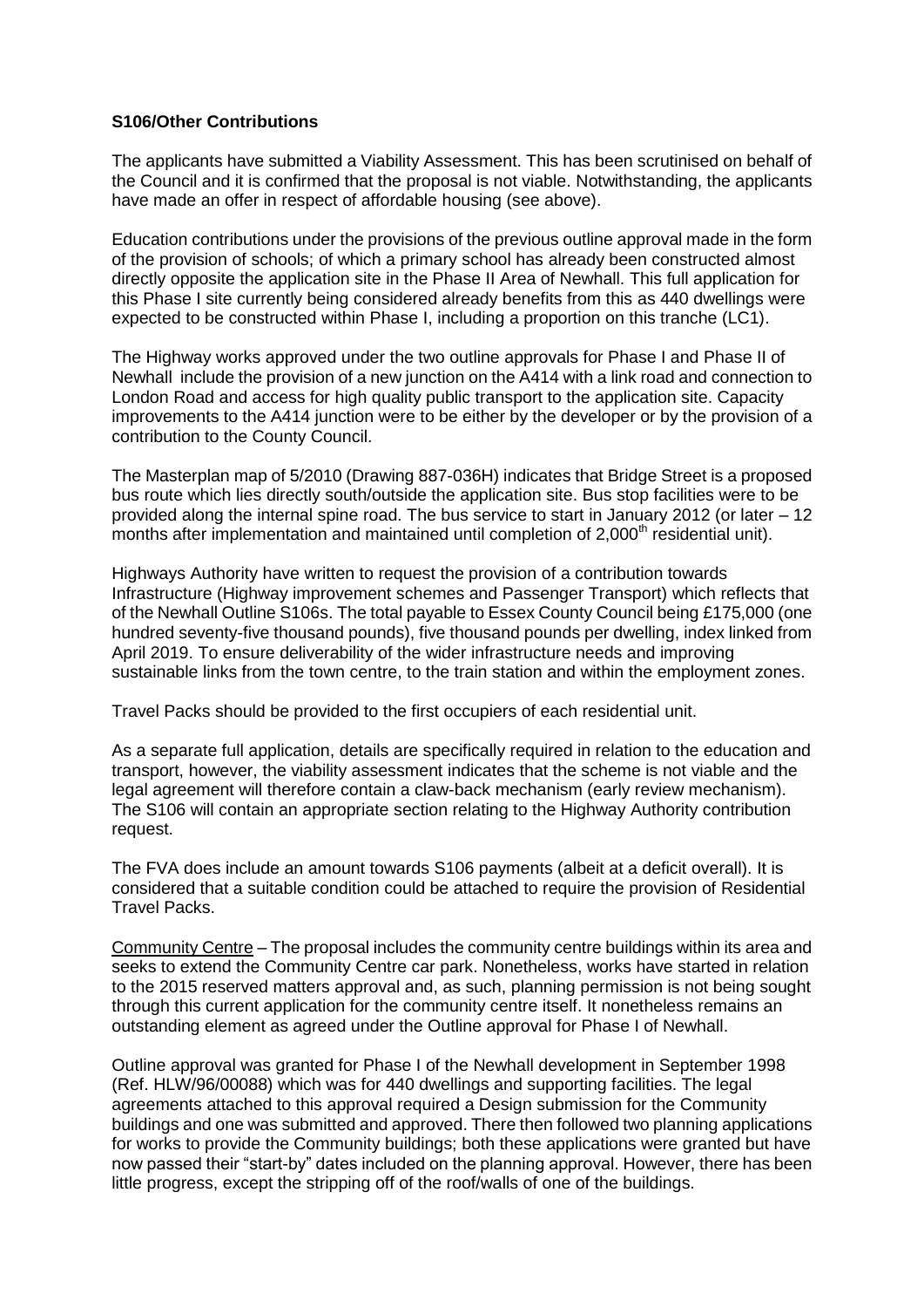**S106/Other Contributions**

The applicants have submitted a Viability Assessment. This has been scrutinised on behalf of the Council and it is confirmed that the proposal is not viable. Notwithstanding, the applicants have made an offer in respect of affordable housing (see above).

Education contributions under the provisions of the previous outline approval made in the form of the provision of schools; of which a primary school has already been constructed almost directly opposite the application site in the Phase II Area of Newhall. This full application for this Phase I site currently being considered already benefits from this as 440 dwellings were expected to be constructed within Phase I, including a proportion on this tranche (LC1).

The Highway works approved under the two outline approvals for Phase I and Phase II of Newhall include the provision of a new junction on the A414 with a link road and connection to London Road and access for high quality public transport to the application site. Capacity improvements to the A414 junction were to be either by the developer or by the provision of a contribution to the County Council.

The Masterplan map of 5/2010 (Drawing 887-036H) indicates that Bridge Street is a proposed bus route which lies directly south/outside the application site. Bus stop facilities were to be provided along the internal spine road. The bus service to start in January 2012 (or later – 12 months after implementation and maintained until completion of 2,000th residential unit).

Highways Authority have written to request the provision of a contribution towards Infrastructure (Highway improvement schemes and Passenger Transport) which reflects that of the Newhall Outline S106s. The total payable to Essex County Council being £175,000 (one hundred seventy-five thousand pounds), five thousand pounds per dwelling, index linked from April 2019. To ensure deliverability of the wider infrastructure needs and improving sustainable links from the town centre, to the train station and within the employment zones.

Travel Packs should be provided to the first occupiers of each residential unit.

As a separate full application, details are specifically required in relation to the education and transport, however, the viability assessment indicates that the scheme is not viable and the legal agreement will therefore contain a claw-back mechanism (early review mechanism). The S106 will contain an appropriate section relating to the Highway Authority contribution request.

The FVA does include an amount towards S106 payments (albeit at a deficit overall). It is considered that a suitable condition could be attached to require the provision of Residential Travel Packs.

Community Centre – The proposal includes the community centre buildings within its area and seeks to extend the Community Centre car park. Nonetheless, works have started in relation to the 2015 reserved matters approval and, as such, planning permission is not being sought through this current application for the community centre itself. It nonetheless remains an outstanding element as agreed under the Outline approval for Phase I of Newhall.

Outline approval was granted for Phase I of the Newhall development in September 1998 (Ref. HLW/96/00088) which was for 440 dwellings and supporting facilities. The legal agreements attached to this approval required a Design submission for the Community buildings and one was submitted and approved. There then followed two planning applications for works to provide the Community buildings; both these applications were granted but have now passed their "start-by" dates included on the planning approval. However, there has been little progress, except the stripping off of the roof/walls of one of the buildings.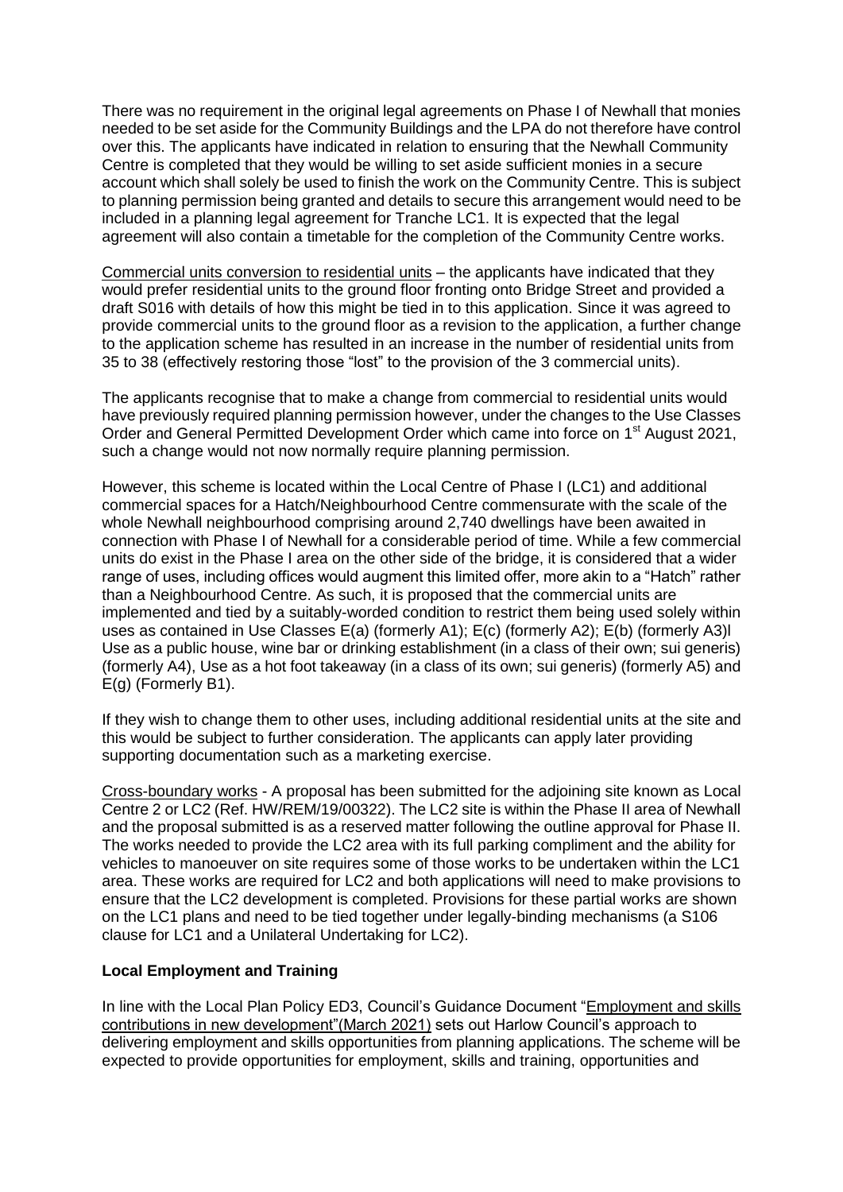There was no requirement in the original legal agreements on Phase I of Newhall that monies needed to be set aside for the Community Buildings and the LPA do not therefore have control over this. The applicants have indicated in relation to ensuring that the Newhall Community Centre is completed that they would be willing to set aside sufficient monies in a secure account which shall solely be used to finish the work on the Community Centre. This is subject to planning permission being granted and details to secure this arrangement would need to be included in a planning legal agreement for Tranche LC1. It is expected that the legal agreement will also contain a timetable for the completion of the Community Centre works.

Commercial units conversion to residential units – the applicants have indicated that they would prefer residential units to the ground floor fronting onto Bridge Street and provided a draft S016 with details of how this might be tied in to this application. Since it was agreed to provide commercial units to the ground floor as a revision to the application, a further change to the application scheme has resulted in an increase in the number of residential units from 35 to 38 (effectively restoring those "lost" to the provision of the 3 commercial units).

The applicants recognise that to make a change from commercial to residential units would have previously required planning permission however, under the changes to the Use Classes Order and General Permitted Development Order which came into force on 1st August 2021, such a change would not now normally require planning permission.

However, this scheme is located within the Local Centre of Phase I (LC1) and additional commercial spaces for a Hatch/Neighbourhood Centre commensurate with the scale of the whole Newhall neighbourhood comprising around 2,740 dwellings have been awaited in connection with Phase I of Newhall for a considerable period of time. While a few commercial units do exist in the Phase I area on the other side of the bridge, it is considered that a wider range of uses, including offices would augment this limited offer, more akin to a "Hatch" rather than a Neighbourhood Centre. As such, it is proposed that the commercial units are implemented and tied by a suitably-worded condition to restrict them being used solely within uses as contained in Use Classes E(a) (formerly A1); E(c) (formerly A2); E(b) (formerly A3)l Use as a public house, wine bar or drinking establishment (in a class of their own; sui generis) (formerly A4), Use as a hot foot takeaway (in a class of its own; sui generis) (formerly A5) and E(g) (Formerly B1).

If they wish to change them to other uses, including additional residential units at the site and this would be subject to further consideration. The applicants can apply later providing supporting documentation such as a marketing exercise.

Cross-boundary works - A proposal has been submitted for the adjoining site known as Local Centre 2 or LC2 (Ref. HW/REM/19/00322). The LC2 site is within the Phase II area of Newhall and the proposal submitted is as a reserved matter following the outline approval for Phase II. The works needed to provide the LC2 area with its full parking compliment and the ability for vehicles to manoeuver on site requires some of those works to be undertaken within the LC1 area. These works are required for LC2 and both applications will need to make provisions to ensure that the LC2 development is completed. Provisions for these partial works are shown on the LC1 plans and need to be tied together under legally-binding mechanisms (a S106 clause for LC1 and a Unilateral Undertaking for LC2).

**Local Employment and Training**

In line with the Local Plan Policy ED3, Council's Guidance Document "Employment and skills contributions in new development"(March 2021) sets out Harlow Council's approach to delivering employment and skills opportunities from planning applications. The scheme will be expected to provide opportunities for employment, skills and training, opportunities and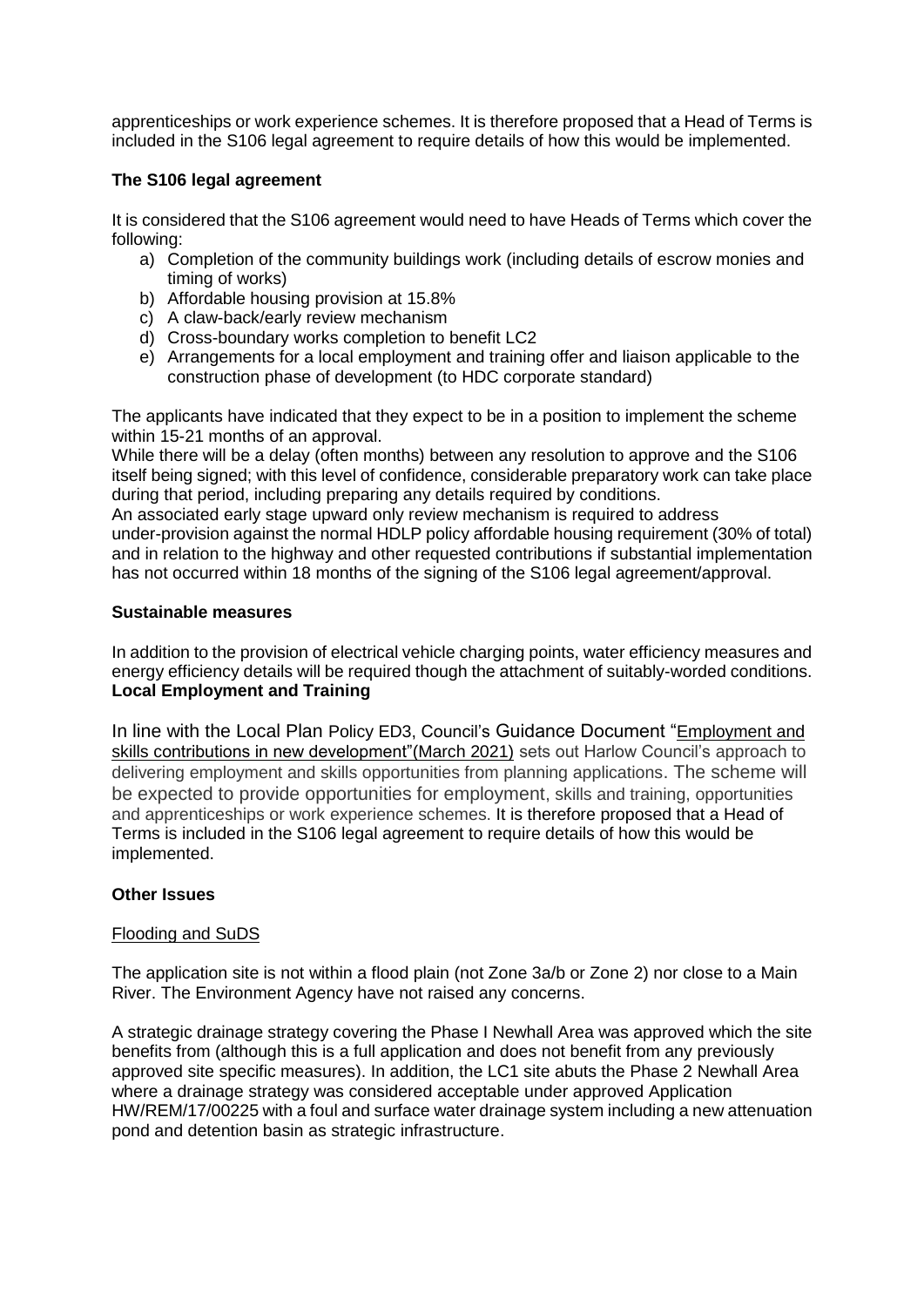apprenticeships or work experience schemes. It is therefore proposed that a Head of Terms is included in the S106 legal agreement to require details of how this would be implemented.

**The S106 legal agreement**

It is considered that the S106 agreement would need to have Heads of Terms which cover the following:

a) Completion of the community buildings work (including details of escrow monies and timing of works)
b) Affordable housing provision at 15.8%
c) A claw-back/early review mechanism
d) Cross-boundary works completion to benefit LC2
e) Arrangements for a local employment and training offer and liaison applicable to the construction phase of development (to HDC corporate standard)

The applicants have indicated that they expect to be in a position to implement the scheme within 15-21 months of an approval.

While there will be a delay (often months) between any resolution to approve and the S106 itself being signed; with this level of confidence, considerable preparatory work can take place during that period, including preparing any details required by conditions.

An associated early stage upward only review mechanism is required to address under-provision against the normal HDLP policy affordable housing requirement (30% of total) and in relation to the highway and other requested contributions if substantial implementation has not occurred within 18 months of the signing of the S106 legal agreement/approval.

**Sustainable measures**

In addition to the provision of electrical vehicle charging points, water efficiency measures and energy efficiency details will be required though the attachment of suitably-worded conditions.

**Local Employment and Training**

In line with the Local Plan Policy ED3, Council's Guidance Document "Employment and skills contributions in new development"(March 2021) sets out Harlow Council's approach to delivering employment and skills opportunities from planning applications. The scheme will be expected to provide opportunities for employment, skills and training, opportunities and apprenticeships or work experience schemes. It is therefore proposed that a Head of Terms is included in the S106 legal agreement to require details of how this would be implemented.

**Other Issues**

Flooding and SuDS

The application site is not within a flood plain (not Zone 3a/b or Zone 2) nor close to a Main River. The Environment Agency have not raised any concerns.

A strategic drainage strategy covering the Phase I Newhall Area was approved which the site benefits from (although this is a full application and does not benefit from any previously approved site specific measures). In addition, the LC1 site abuts the Phase 2 Newhall Area where a drainage strategy was considered acceptable under approved Application HW/REM/17/00225 with a foul and surface water drainage system including a new attenuation pond and detention basin as strategic infrastructure.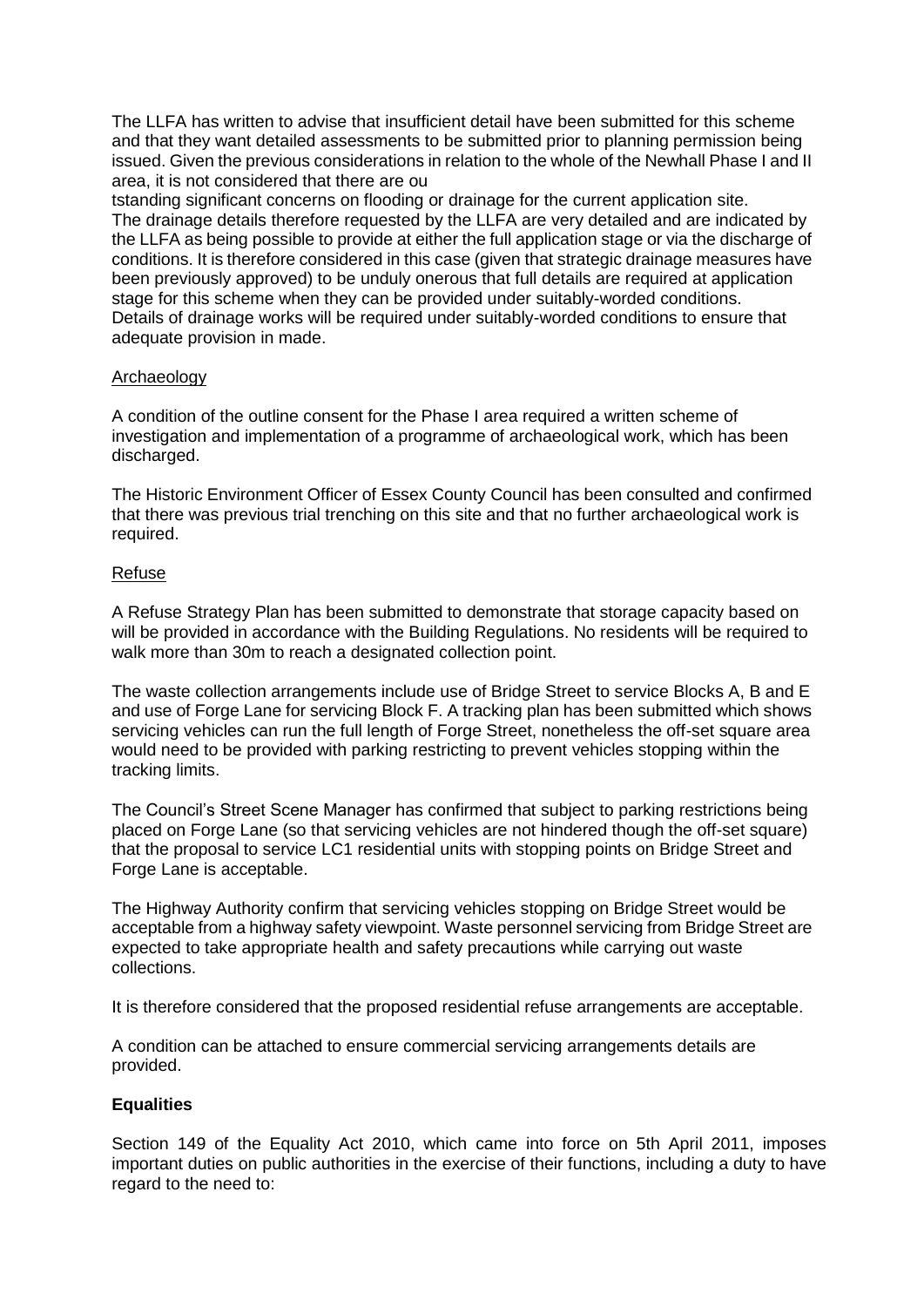The LLFA has written to advise that insufficient detail have been submitted for this scheme and that they want detailed assessments to be submitted prior to planning permission being issued. Given the previous considerations in relation to the whole of the Newhall Phase I and II area, it is not considered that there are ou

tstanding significant concerns on flooding or drainage for the current application site. The drainage details therefore requested by the LLFA are very detailed and are indicated by the LLFA as being possible to provide at either the full application stage or via the discharge of conditions. It is therefore considered in this case (given that strategic drainage measures have been previously approved) to be unduly onerous that full details are required at application stage for this scheme when they can be provided under suitably-worded conditions. Details of drainage works will be required under suitably-worded conditions to ensure that adequate provision in made.

Archaeology

A condition of the outline consent for the Phase I area required a written scheme of investigation and implementation of a programme of archaeological work, which has been discharged.

The Historic Environment Officer of Essex County Council has been consulted and confirmed that there was previous trial trenching on this site and that no further archaeological work is required.

Refuse

A Refuse Strategy Plan has been submitted to demonstrate that storage capacity based on will be provided in accordance with the Building Regulations. No residents will be required to walk more than 30m to reach a designated collection point.

The waste collection arrangements include use of Bridge Street to service Blocks A, B and E and use of Forge Lane for servicing Block F. A tracking plan has been submitted which shows servicing vehicles can run the full length of Forge Street, nonetheless the off-set square area would need to be provided with parking restricting to prevent vehicles stopping within the tracking limits.

The Council's Street Scene Manager has confirmed that subject to parking restrictions being placed on Forge Lane (so that servicing vehicles are not hindered though the off-set square) that the proposal to service LC1 residential units with stopping points on Bridge Street and Forge Lane is acceptable.

The Highway Authority confirm that servicing vehicles stopping on Bridge Street would be acceptable from a highway safety viewpoint. Waste personnel servicing from Bridge Street are expected to take appropriate health and safety precautions while carrying out waste collections.

It is therefore considered that the proposed residential refuse arrangements are acceptable.

A condition can be attached to ensure commercial servicing arrangements details are provided.

**Equalities**

Section 149 of the Equality Act 2010, which came into force on 5th April 2011, imposes important duties on public authorities in the exercise of their functions, including a duty to have regard to the need to: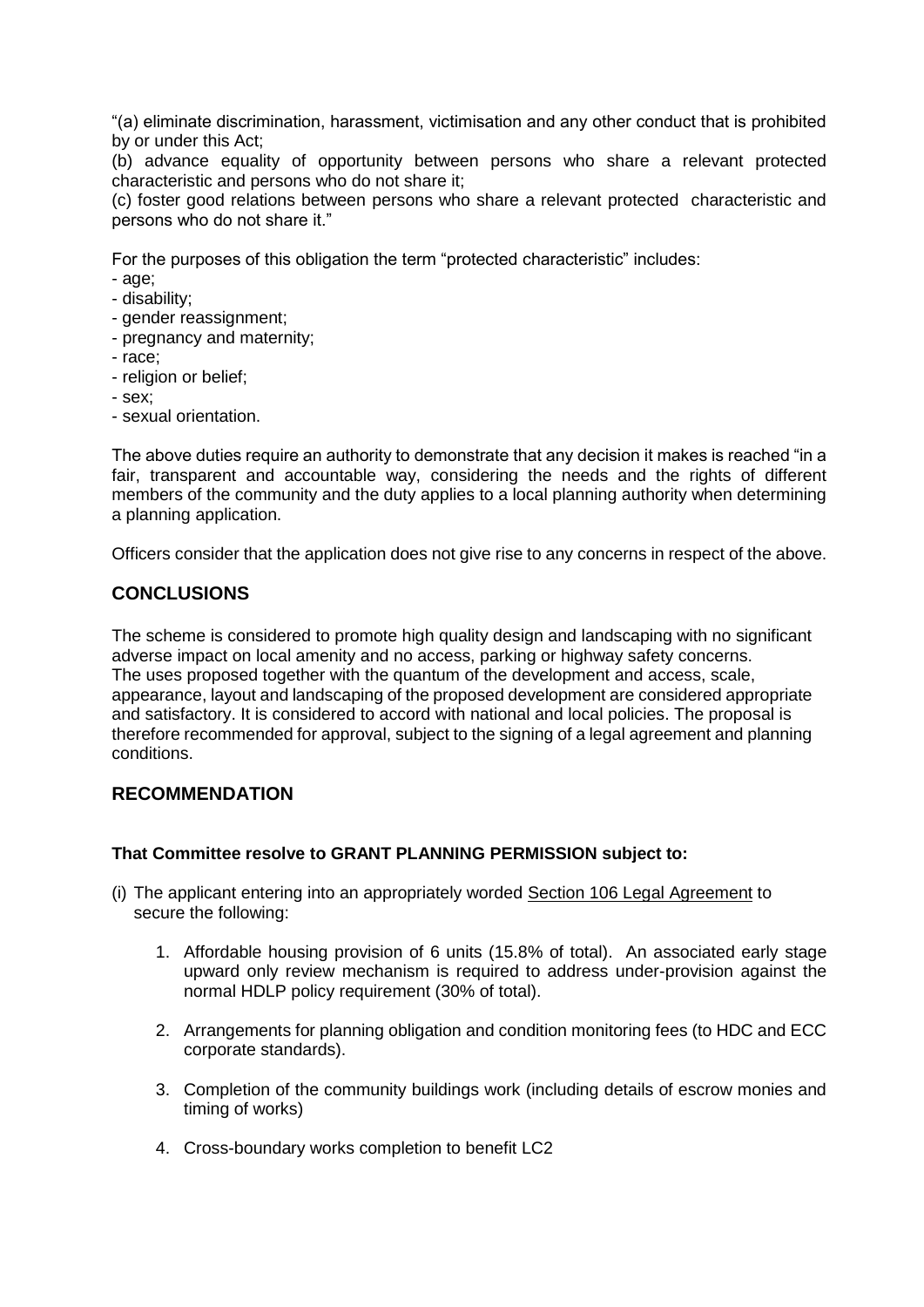"(a) eliminate discrimination, harassment, victimisation and any other conduct that is prohibited by or under this Act;
(b) advance equality of opportunity between persons who share a relevant protected characteristic and persons who do not share it;
(c) foster good relations between persons who share a relevant protected characteristic and persons who do not share it."

For the purposes of this obligation the term "protected characteristic" includes:

- age;
- disability;
- gender reassignment;
- pregnancy and maternity;
- race;
- religion or belief;
- sex;
- sexual orientation.

The above duties require an authority to demonstrate that any decision it makes is reached "in a fair, transparent and accountable way, considering the needs and the rights of different members of the community and the duty applies to a local planning authority when determining a planning application.

Officers consider that the application does not give rise to any concerns in respect of the above.

## CONCLUSIONS

The scheme is considered to promote high quality design and landscaping with no significant adverse impact on local amenity and no access, parking or highway safety concerns. The uses proposed together with the quantum of the development and access, scale, appearance, layout and landscaping of the proposed development are considered appropriate and satisfactory. It is considered to accord with national and local policies. The proposal is therefore recommended for approval, subject to the signing of a legal agreement and planning conditions.

## RECOMMENDATION

**That Committee resolve to GRANT PLANNING PERMISSION subject to:**

(i) The applicant entering into an appropriately worded Section 106 Legal Agreement to secure the following:

1. Affordable housing provision of 6 units (15.8% of total). An associated early stage upward only review mechanism is required to address under-provision against the normal HDLP policy requirement (30% of total).

2. Arrangements for planning obligation and condition monitoring fees (to HDC and ECC corporate standards).

3. Completion of the community buildings work (including details of escrow monies and timing of works)

4. Cross-boundary works completion to benefit LC2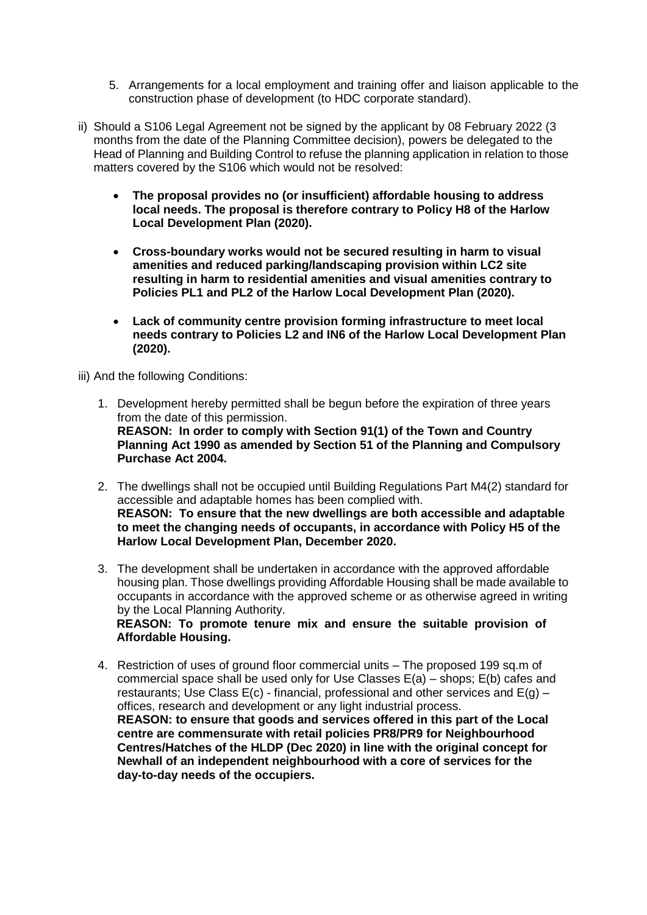5. Arrangements for a local employment and training offer and liaison applicable to the construction phase of development (to HDC corporate standard).

ii) Should a S106 Legal Agreement not be signed by the applicant by 08 February 2022 (3 months from the date of the Planning Committee decision), powers be delegated to the Head of Planning and Building Control to refuse the planning application in relation to those matters covered by the S106 which would not be resolved:

- **The proposal provides no (or insufficient) affordable housing to address local needs. The proposal is therefore contrary to Policy H8 of the Harlow Local Development Plan (2020).**

- **Cross-boundary works would not be secured resulting in harm to visual amenities and reduced parking/landscaping provision within LC2 site resulting in harm to residential amenities and visual amenities contrary to Policies PL1 and PL2 of the Harlow Local Development Plan (2020).**

- **Lack of community centre provision forming infrastructure to meet local needs contrary to Policies L2 and IN6 of the Harlow Local Development Plan (2020).**

iii) And the following Conditions:

1. Development hereby permitted shall be begun before the expiration of three years from the date of this permission.
   **REASON: In order to comply with Section 91(1) of the Town and Country Planning Act 1990 as amended by Section 51 of the Planning and Compulsory Purchase Act 2004.**

2. The dwellings shall not be occupied until Building Regulations Part M4(2) standard for accessible and adaptable homes has been complied with.
   **REASON: To ensure that the new dwellings are both accessible and adaptable to meet the changing needs of occupants, in accordance with Policy H5 of the Harlow Local Development Plan, December 2020.**

3. The development shall be undertaken in accordance with the approved affordable housing plan. Those dwellings providing Affordable Housing shall be made available to occupants in accordance with the approved scheme or as otherwise agreed in writing by the Local Planning Authority.
   **REASON: To promote tenure mix and ensure the suitable provision of Affordable Housing.**

4. Restriction of uses of ground floor commercial units – The proposed 199 sq.m of commercial space shall be used only for Use Classes E(a) – shops; E(b) cafes and restaurants; Use Class E(c) - financial, professional and other services and E(g) – offices, research and development or any light industrial process.
   **REASON: to ensure that goods and services offered in this part of the Local centre are commensurate with retail policies PR8/PR9 for Neighbourhood Centres/Hatches of the HLDP (Dec 2020) in line with the original concept for Newhall of an independent neighbourhood with a core of services for the day-to-day needs of the occupiers.**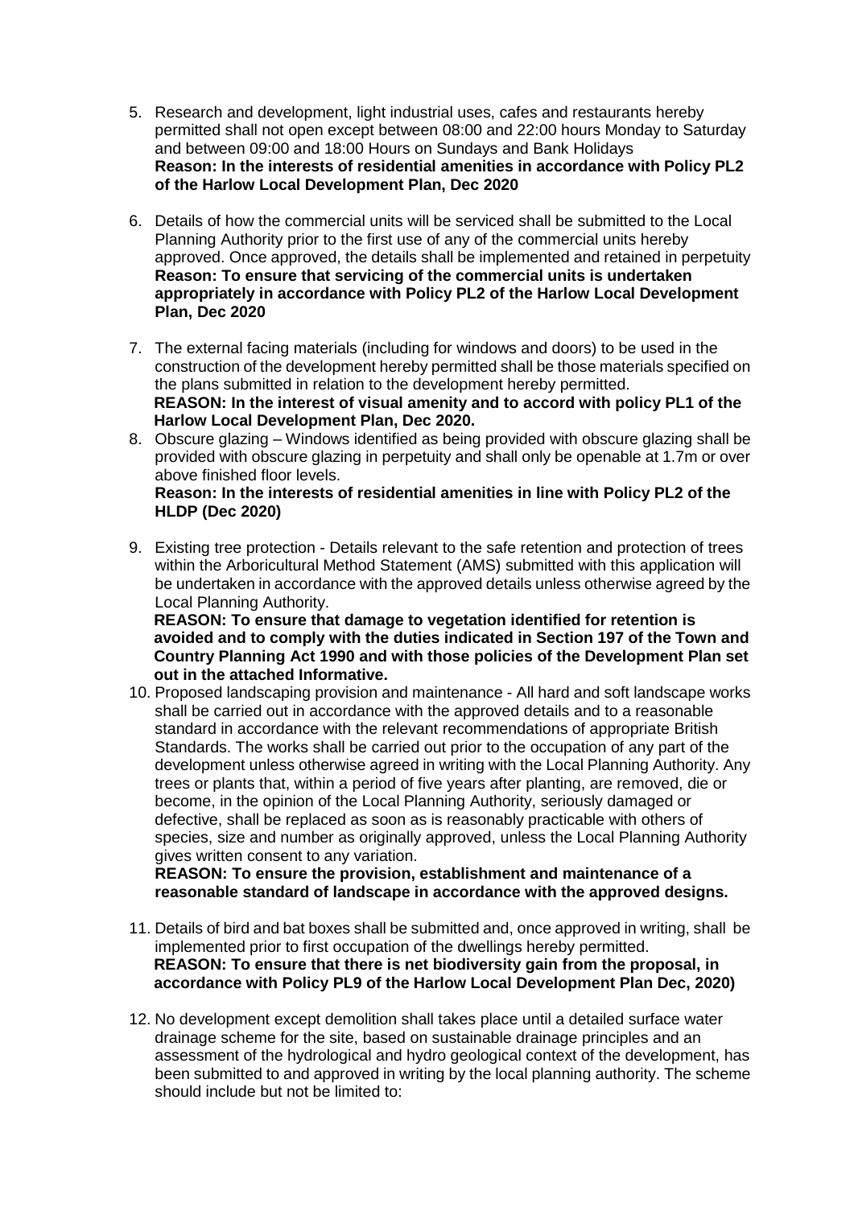5. Research and development, light industrial uses, cafes and restaurants hereby permitted shall not open except between 08:00 and 22:00 hours Monday to Saturday and between 09:00 and 18:00 Hours on Sundays and Bank Holidays
   **Reason: In the interests of residential amenities in accordance with Policy PL2 of the Harlow Local Development Plan, Dec 2020**

6. Details of how the commercial units will be serviced shall be submitted to the Local Planning Authority prior to the first use of any of the commercial units hereby approved. Once approved, the details shall be implemented and retained in perpetuity
   **Reason: To ensure that servicing of the commercial units is undertaken appropriately in accordance with Policy PL2 of the Harlow Local Development Plan, Dec 2020**

7. The external facing materials (including for windows and doors) to be used in the construction of the development hereby permitted shall be those materials specified on the plans submitted in relation to the development hereby permitted.
   **REASON: In the interest of visual amenity and to accord with policy PL1 of the Harlow Local Development Plan, Dec 2020.**

8. Obscure glazing – Windows identified as being provided with obscure glazing shall be provided with obscure glazing in perpetuity and shall only be openable at 1.7m or over above finished floor levels.
   **Reason: In the interests of residential amenities in line with Policy PL2 of the HLDP (Dec 2020)**

9. Existing tree protection - Details relevant to the safe retention and protection of trees within the Arboricultural Method Statement (AMS) submitted with this application will be undertaken in accordance with the approved details unless otherwise agreed by the Local Planning Authority.
   **REASON: To ensure that damage to vegetation identified for retention is avoided and to comply with the duties indicated in Section 197 of the Town and Country Planning Act 1990 and with those policies of the Development Plan set out in the attached Informative.**

10. Proposed landscaping provision and maintenance - All hard and soft landscape works shall be carried out in accordance with the approved details and to a reasonable standard in accordance with the relevant recommendations of appropriate British Standards. The works shall be carried out prior to the occupation of any part of the development unless otherwise agreed in writing with the Local Planning Authority. Any trees or plants that, within a period of five years after planting, are removed, die or become, in the opinion of the Local Planning Authority, seriously damaged or defective, shall be replaced as soon as is reasonably practicable with others of species, size and number as originally approved, unless the Local Planning Authority gives written consent to any variation.
    **REASON: To ensure the provision, establishment and maintenance of a reasonable standard of landscape in accordance with the approved designs.**

11. Details of bird and bat boxes shall be submitted and, once approved in writing, shall be implemented prior to first occupation of the dwellings hereby permitted.
    **REASON: To ensure that there is net biodiversity gain from the proposal, in accordance with Policy PL9 of the Harlow Local Development Plan Dec, 2020)**

12. No development except demolition shall takes place until a detailed surface water drainage scheme for the site, based on sustainable drainage principles and an assessment of the hydrological and hydro geological context of the development, has been submitted to and approved in writing by the local planning authority. The scheme should include but not be limited to: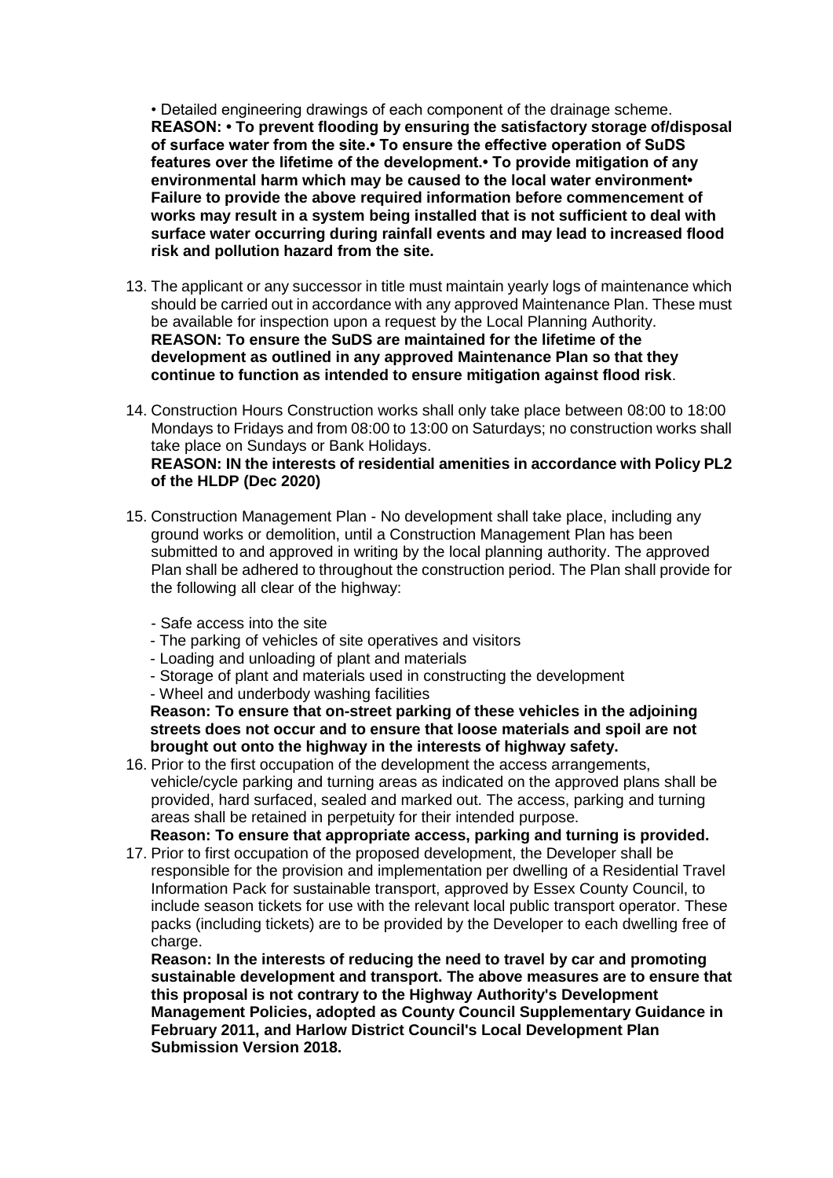• Detailed engineering drawings of each component of the drainage scheme.
**REASON: • To prevent flooding by ensuring the satisfactory storage of/disposal of surface water from the site.• To ensure the effective operation of SuDS features over the lifetime of the development.• To provide mitigation of any environmental harm which may be caused to the local water environment• Failure to provide the above required information before commencement of works may result in a system being installed that is not sufficient to deal with surface water occurring during rainfall events and may lead to increased flood risk and pollution hazard from the site.**

13. The applicant or any successor in title must maintain yearly logs of maintenance which should be carried out in accordance with any approved Maintenance Plan. These must be available for inspection upon a request by the Local Planning Authority.
**REASON: To ensure the SuDS are maintained for the lifetime of the development as outlined in any approved Maintenance Plan so that they continue to function as intended to ensure mitigation against flood risk**.

14. Construction Hours Construction works shall only take place between 08:00 to 18:00 Mondays to Fridays and from 08:00 to 13:00 on Saturdays; no construction works shall take place on Sundays or Bank Holidays.
**REASON: IN the interests of residential amenities in accordance with Policy PL2 of the HLDP (Dec 2020)**

15. Construction Management Plan - No development shall take place, including any ground works or demolition, until a Construction Management Plan has been submitted to and approved in writing by the local planning authority. The approved Plan shall be adhered to throughout the construction period. The Plan shall provide for the following all clear of the highway:

    - Safe access into the site
    - The parking of vehicles of site operatives and visitors
    - Loading and unloading of plant and materials
    - Storage of plant and materials used in constructing the development
    - Wheel and underbody washing facilities

    **Reason: To ensure that on-street parking of these vehicles in the adjoining streets does not occur and to ensure that loose materials and spoil are not brought out onto the highway in the interests of highway safety.**

16. Prior to the first occupation of the development the access arrangements, vehicle/cycle parking and turning areas as indicated on the approved plans shall be provided, hard surfaced, sealed and marked out. The access, parking and turning areas shall be retained in perpetuity for their intended purpose.
**Reason: To ensure that appropriate access, parking and turning is provided.**

17. Prior to first occupation of the proposed development, the Developer shall be responsible for the provision and implementation per dwelling of a Residential Travel Information Pack for sustainable transport, approved by Essex County Council, to include season tickets for use with the relevant local public transport operator. These packs (including tickets) are to be provided by the Developer to each dwelling free of charge.
**Reason: In the interests of reducing the need to travel by car and promoting sustainable development and transport. The above measures are to ensure that this proposal is not contrary to the Highway Authority's Development Management Policies, adopted as County Council Supplementary Guidance in February 2011, and Harlow District Council's Local Development Plan Submission Version 2018.**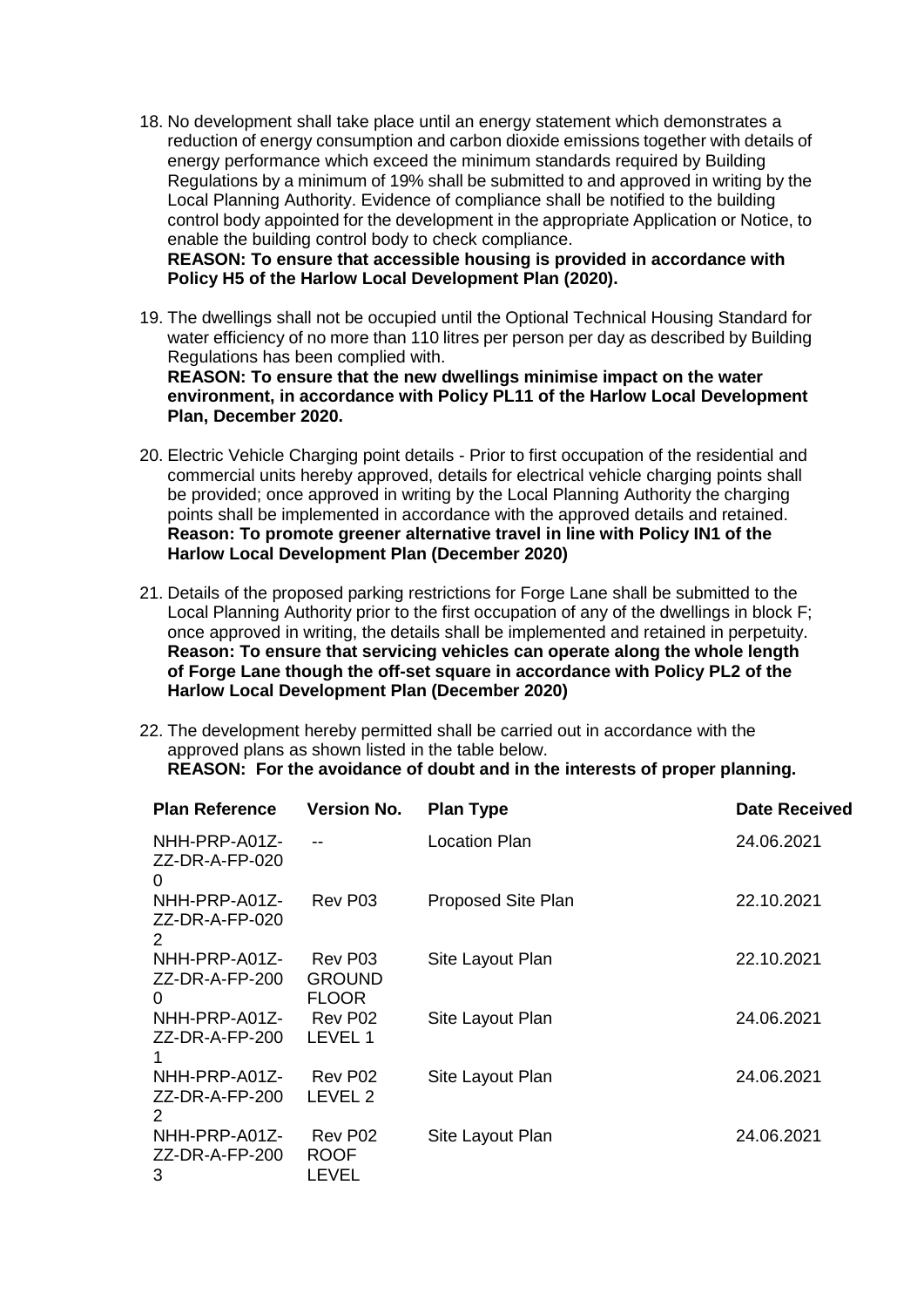18. No development shall take place until an energy statement which demonstrates a reduction of energy consumption and carbon dioxide emissions together with details of energy performance which exceed the minimum standards required by Building Regulations by a minimum of 19% shall be submitted to and approved in writing by the Local Planning Authority. Evidence of compliance shall be notified to the building control body appointed for the development in the appropriate Application or Notice, to enable the building control body to check compliance.
**REASON: To ensure that accessible housing is provided in accordance with Policy H5 of the Harlow Local Development Plan (2020).**

19. The dwellings shall not be occupied until the Optional Technical Housing Standard for water efficiency of no more than 110 litres per person per day as described by Building Regulations has been complied with.
**REASON: To ensure that the new dwellings minimise impact on the water environment, in accordance with Policy PL11 of the Harlow Local Development Plan, December 2020.**

20. Electric Vehicle Charging point details - Prior to first occupation of the residential and commercial units hereby approved, details for electrical vehicle charging points shall be provided; once approved in writing by the Local Planning Authority the charging points shall be implemented in accordance with the approved details and retained.
**Reason: To promote greener alternative travel in line with Policy IN1 of the Harlow Local Development Plan (December 2020)**

21. Details of the proposed parking restrictions for Forge Lane shall be submitted to the Local Planning Authority prior to the first occupation of any of the dwellings in block F; once approved in writing, the details shall be implemented and retained in perpetuity.
**Reason: To ensure that servicing vehicles can operate along the whole length of Forge Lane though the off-set square in accordance with Policy PL2 of the Harlow Local Development Plan (December 2020)**

22. The development hereby permitted shall be carried out in accordance with the approved plans as shown listed in the table below.
**REASON: For the avoidance of doubt and in the interests of proper planning.**

| Plan Reference | Version No. | Plan Type | Date Received |
|---|---|---|---|
| NHH-PRP-A01Z-ZZ-DR-A-FP-0200 | -- | Location Plan | 24.06.2021 |
| NHH-PRP-A01Z-ZZ-DR-A-FP-0202 | Rev P03 | Proposed Site Plan | 22.10.2021 |
| NHH-PRP-A01Z-ZZ-DR-A-FP-2000 | Rev P03 GROUND FLOOR | Site Layout Plan | 22.10.2021 |
| NHH-PRP-A01Z-ZZ-DR-A-FP-2001 | Rev P02 LEVEL 1 | Site Layout Plan | 24.06.2021 |
| NHH-PRP-A01Z-ZZ-DR-A-FP-2002 | Rev P02 LEVEL 2 | Site Layout Plan | 24.06.2021 |
| NHH-PRP-A01Z-ZZ-DR-A-FP-2003 | Rev P02 ROOF LEVEL | Site Layout Plan | 24.06.2021 |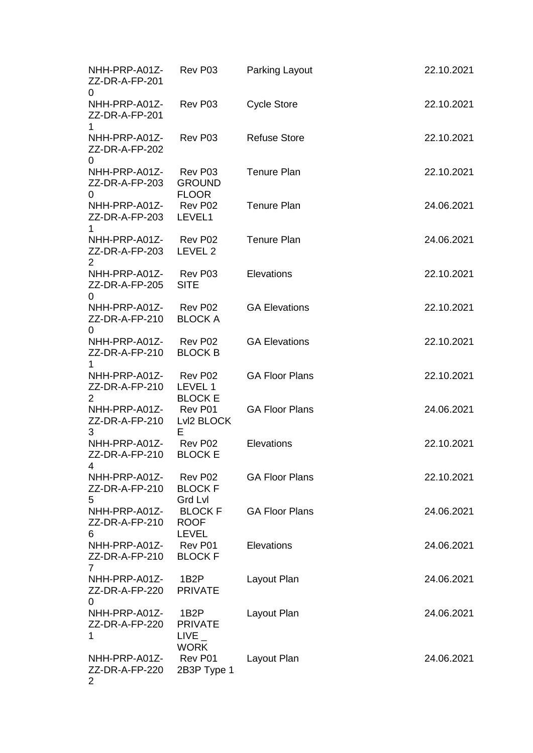| | | | |
|---|---|---|---|
| NHH-PRP-A01Z-ZZ-DR-A-FP-2010 | Rev P03 | Parking Layout | 22.10.2021 |
| NHH-PRP-A01Z-ZZ-DR-A-FP-2011 | Rev P03 | Cycle Store | 22.10.2021 |
| NHH-PRP-A01Z-ZZ-DR-A-FP-2020 | Rev P03 | Refuse Store | 22.10.2021 |
| NHH-PRP-A01Z-ZZ-DR-A-FP-2030 | Rev P03 GROUND FLOOR | Tenure Plan | 22.10.2021 |
| NHH-PRP-A01Z-ZZ-DR-A-FP-2031 | Rev P02 LEVEL1 | Tenure Plan | 24.06.2021 |
| NHH-PRP-A01Z-ZZ-DR-A-FP-2032 | Rev P02 LEVEL 2 | Tenure Plan | 24.06.2021 |
| NHH-PRP-A01Z-ZZ-DR-A-FP-2050 | Rev P03 SITE | Elevations | 22.10.2021 |
| NHH-PRP-A01Z-ZZ-DR-A-FP-2100 | Rev P02 BLOCK A | GA Elevations | 22.10.2021 |
| NHH-PRP-A01Z-ZZ-DR-A-FP-2101 | Rev P02 BLOCK B | GA Elevations | 22.10.2021 |
| NHH-PRP-A01Z-ZZ-DR-A-FP-2102 | Rev P02 LEVEL 1 BLOCK E | GA Floor Plans | 22.10.2021 |
| NHH-PRP-A01Z-ZZ-DR-A-FP-2103 | Rev P01 Lvl2 BLOCK E | GA Floor Plans | 24.06.2021 |
| NHH-PRP-A01Z-ZZ-DR-A-FP-2104 | Rev P02 BLOCK E | Elevations | 22.10.2021 |
| NHH-PRP-A01Z-ZZ-DR-A-FP-2105 | Rev P02 BLOCK F Grd Lvl | GA Floor Plans | 22.10.2021 |
| NHH-PRP-A01Z-ZZ-DR-A-FP-2106 | BLOCK F ROOF LEVEL | GA Floor Plans | 24.06.2021 |
| NHH-PRP-A01Z-ZZ-DR-A-FP-2107 | Rev P01 BLOCK F | Elevations | 24.06.2021 |
| NHH-PRP-A01Z-ZZ-DR-A-FP-2200 | 1B2P PRIVATE | Layout Plan | 24.06.2021 |
| NHH-PRP-A01Z-ZZ-DR-A-FP-2201 | 1B2P PRIVATE LIVE _ WORK | Layout Plan | 24.06.2021 |
| NHH-PRP-A01Z-ZZ-DR-A-FP-2202 | Rev P01 2B3P Type 1 | Layout Plan | 24.06.2021 |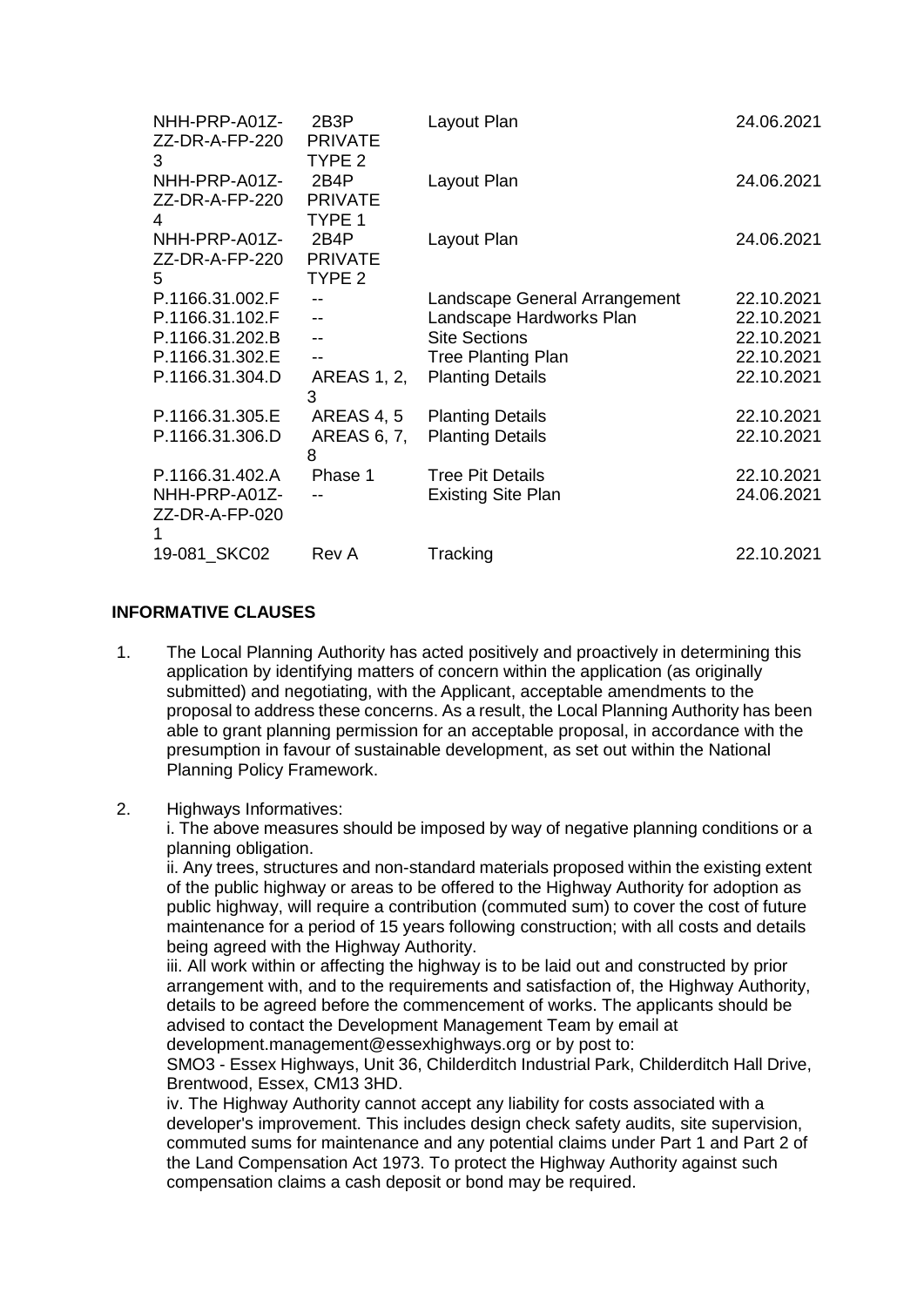| | | | |
|---|---|---|---|
| NHH-PRP-A01Z-ZZ-DR-A-FP-2203 | 2B3P PRIVATE TYPE 2 | Layout Plan | 24.06.2021 |
| NHH-PRP-A01Z-ZZ-DR-A-FP-2204 | 2B4P PRIVATE TYPE 1 | Layout Plan | 24.06.2021 |
| NHH-PRP-A01Z-ZZ-DR-A-FP-2205 | 2B4P PRIVATE TYPE 2 | Layout Plan | 24.06.2021 |
| P.1166.31.002.F | -- | Landscape General Arrangement | 22.10.2021 |
| P.1166.31.102.F | -- | Landscape Hardworks Plan | 22.10.2021 |
| P.1166.31.202.B | -- | Site Sections | 22.10.2021 |
| P.1166.31.302.E | -- | Tree Planting Plan | 22.10.2021 |
| P.1166.31.304.D | AREAS 1, 2, 3 | Planting Details | 22.10.2021 |
| P.1166.31.305.E | AREAS 4, 5 | Planting Details | 22.10.2021 |
| P.1166.31.306.D | AREAS 6, 7, 8 | Planting Details | 22.10.2021 |
| P.1166.31.402.A | Phase 1 | Tree Pit Details | 22.10.2021 |
| NHH-PRP-A01Z-ZZ-DR-A-FP-0201 | -- | Existing Site Plan | 24.06.2021 |
| 19-081_SKC02 | Rev A | Tracking | 22.10.2021 |

## INFORMATIVE CLAUSES

1. The Local Planning Authority has acted positively and proactively in determining this application by identifying matters of concern within the application (as originally submitted) and negotiating, with the Applicant, acceptable amendments to the proposal to address these concerns. As a result, the Local Planning Authority has been able to grant planning permission for an acceptable proposal, in accordance with the presumption in favour of sustainable development, as set out within the National Planning Policy Framework.

2. Highways Informatives:

   i. The above measures should be imposed by way of negative planning conditions or a planning obligation.

   ii. Any trees, structures and non-standard materials proposed within the existing extent of the public highway or areas to be offered to the Highway Authority for adoption as public highway, will require a contribution (commuted sum) to cover the cost of future maintenance for a period of 15 years following construction; with all costs and details being agreed with the Highway Authority.

   iii. All work within or affecting the highway is to be laid out and constructed by prior arrangement with, and to the requirements and satisfaction of, the Highway Authority, details to be agreed before the commencement of works. The applicants should be advised to contact the Development Management Team by email at development.management@essexhighways.org or by post to:
   SMO3 - Essex Highways, Unit 36, Childerditch Industrial Park, Childerditch Hall Drive, Brentwood, Essex, CM13 3HD.

   iv. The Highway Authority cannot accept any liability for costs associated with a developer's improvement. This includes design check safety audits, site supervision, commuted sums for maintenance and any potential claims under Part 1 and Part 2 of the Land Compensation Act 1973. To protect the Highway Authority against such compensation claims a cash deposit or bond may be required.